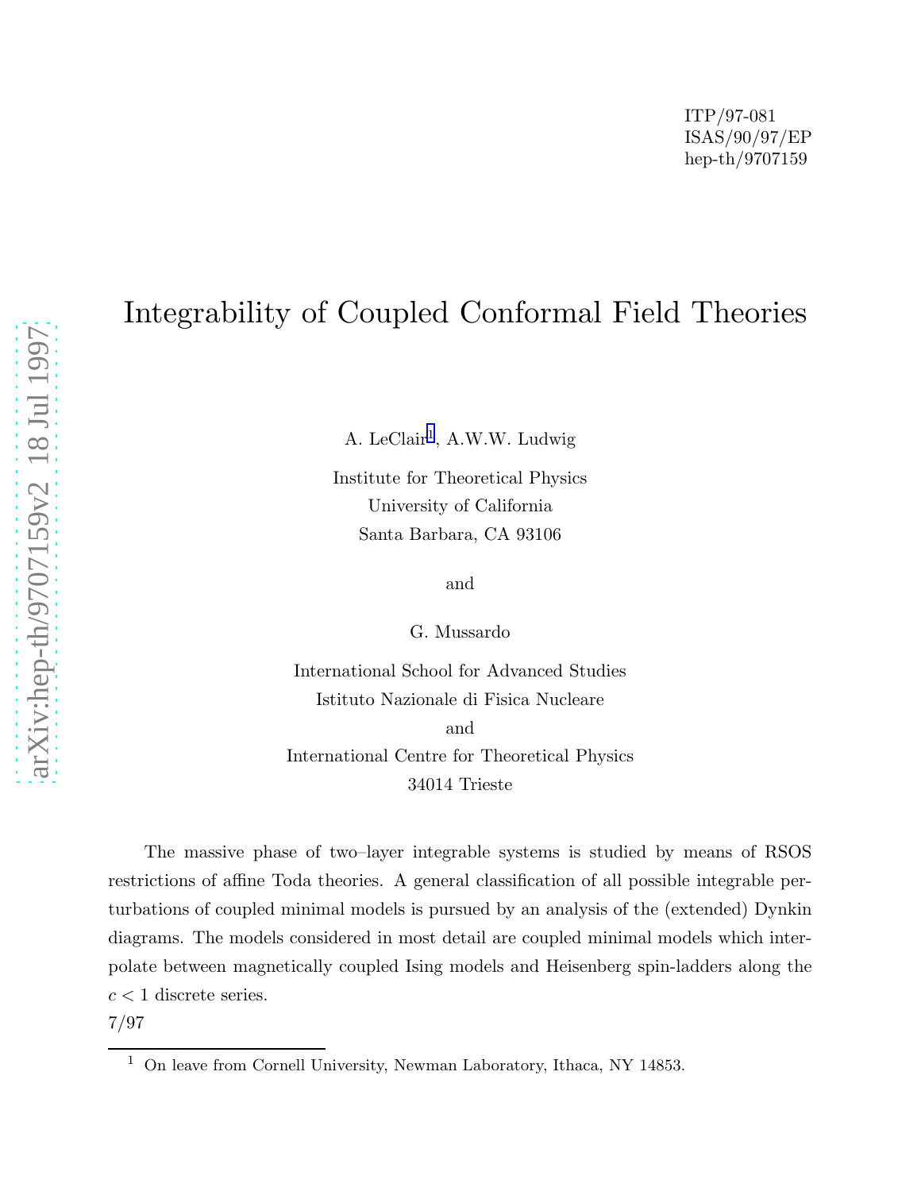ITP/97-081
ISAS/90/97/EP
hep-th/9707159

# Integrability of Coupled Conformal Field Theories

A. LeClair[1], A.W.W. Ludwig

Institute for Theoretical Physics
University of California
Santa Barbara, CA 93106

and

G. Mussardo

International School for Advanced Studies
Istituto Nazionale di Fisica Nucleare
and
International Centre for Theoretical Physics
34014 Trieste

The massive phase of two–layer integrable systems is studied by means of RSOS restrictions of affine Toda theories. A general classification of all possible integrable perturbations of coupled minimal models is pursued by an analysis of the (extended) Dynkin diagrams. The models considered in most detail are coupled minimal models which interpolate between magnetically coupled Ising models and Heisenberg spin-ladders along the $c < 1$ discrete series.

7/97

[1] On leave from Cornell University, Newman Laboratory, Ithaca, NY 14853.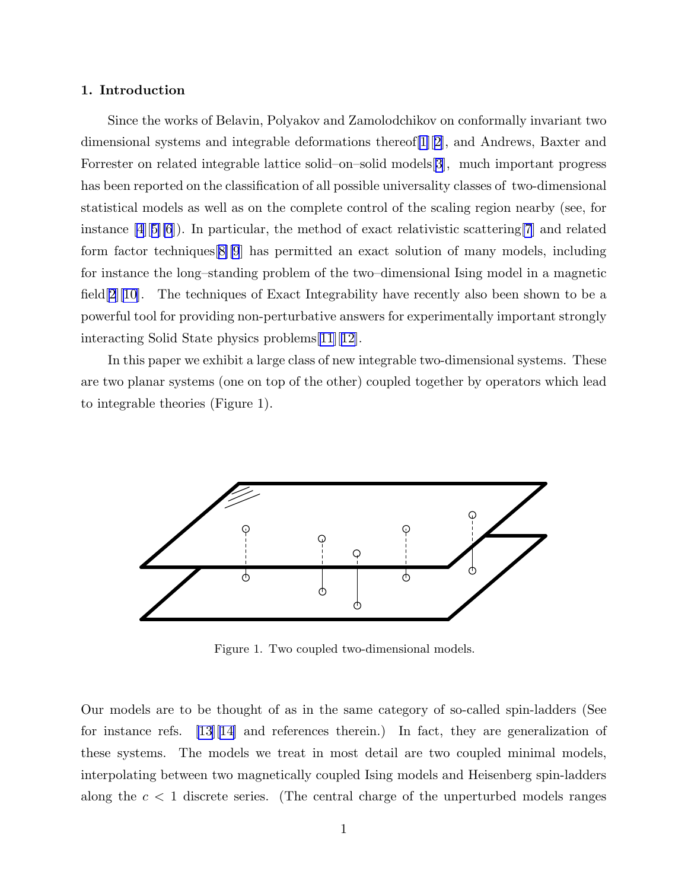## 1. Introduction

Since the works of Belavin, Polyakov and Zamolodchikov on conformally invariant two dimensional systems and integrable deformations thereof[1][2], and Andrews, Baxter and Forrester on related integrable lattice solid–on–solid models[3], much important progress has been reported on the classification of all possible universality classes of two-dimensional statistical models as well as on the complete control of the scaling region nearby (see, for instance [4][5][6]). In particular, the method of exact relativistic scattering[7] and related form factor techniques[8][9] has permitted an exact solution of many models, including for instance the long–standing problem of the two–dimensional Ising model in a magnetic field[2][10]. The techniques of Exact Integrability have recently also been shown to be a powerful tool for providing non-perturbative answers for experimentally important strongly interacting Solid State physics problems[11][12].

In this paper we exhibit a large class of new integrable two-dimensional systems. These are two planar systems (one on top of the other) coupled together by operators which lead to integrable theories (Figure 1).

Figure 1. Two coupled two-dimensional models.

Our models are to be thought of as in the same category of so-called spin-ladders (See for instance refs. [13][14] and references therein.) In fact, they are generalization of these systems. The models we treat in most detail are two coupled minimal models, interpolating between two magnetically coupled Ising models and Heisenberg spin-ladders along the $c < 1$ discrete series. (The central charge of the unperturbed models ranges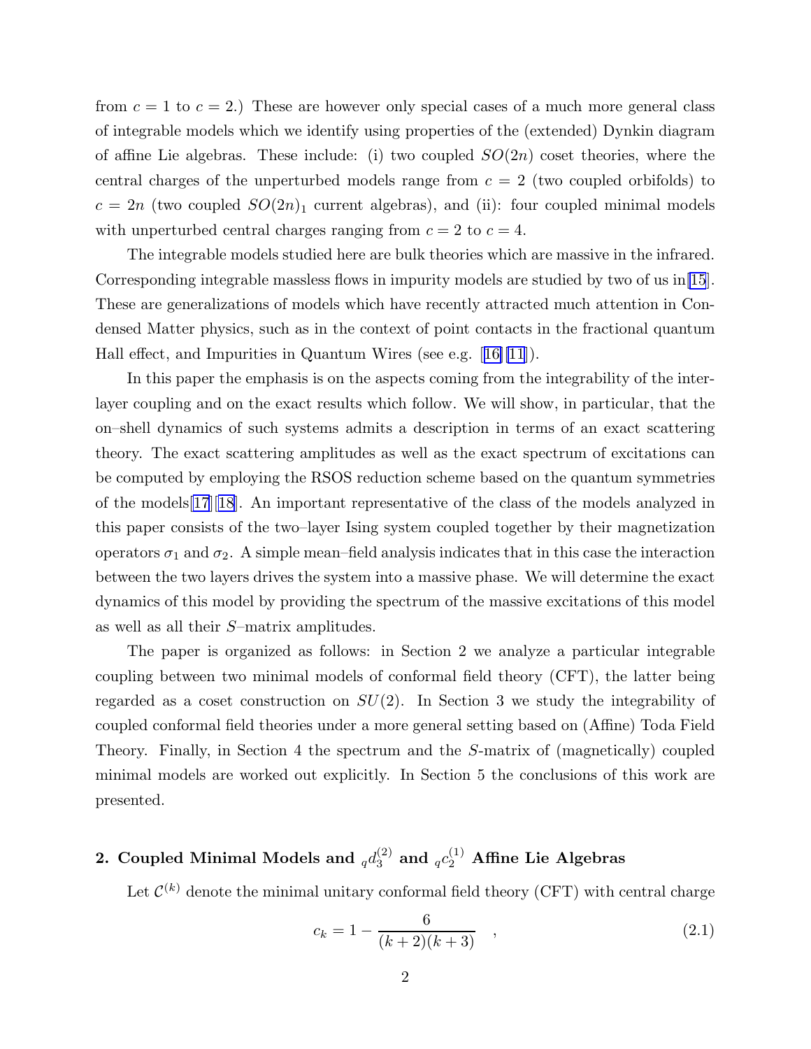from $c = 1$ to $c = 2$.) These are however only special cases of a much more general class of integrable models which we identify using properties of the (extended) Dynkin diagram of affine Lie algebras. These include: (i) two coupled $SO(2n)$ coset theories, where the central charges of the unperturbed models range from $c = 2$ (two coupled orbifolds) to $c = 2n$ (two coupled $SO(2n)_1$ current algebras), and (ii): four coupled minimal models with unperturbed central charges ranging from $c = 2$ to $c = 4$.

The integrable models studied here are bulk theories which are massive in the infrared. Corresponding integrable massless flows in impurity models are studied by two of us in[15]. These are generalizations of models which have recently attracted much attention in Condensed Matter physics, such as in the context of point contacts in the fractional quantum Hall effect, and Impurities in Quantum Wires (see e.g. [16][11]).

In this paper the emphasis is on the aspects coming from the integrability of the interlayer coupling and on the exact results which follow. We will show, in particular, that the on–shell dynamics of such systems admits a description in terms of an exact scattering theory. The exact scattering amplitudes as well as the exact spectrum of excitations can be computed by employing the RSOS reduction scheme based on the quantum symmetries of the models[17][18]. An important representative of the class of the models analyzed in this paper consists of the two–layer Ising system coupled together by their magnetization operators $\sigma_1$ and $\sigma_2$. A simple mean–field analysis indicates that in this case the interaction between the two layers drives the system into a massive phase. We will determine the exact dynamics of this model by providing the spectrum of the massive excitations of this model as well as all their $S$–matrix amplitudes.

The paper is organized as follows: in Section 2 we analyze a particular integrable coupling between two minimal models of conformal field theory (CFT), the latter being regarded as a coset construction on $SU(2)$. In Section 3 we study the integrability of coupled conformal field theories under a more general setting based on (Affine) Toda Field Theory. Finally, in Section 4 the spectrum and the $S$-matrix of (magnetically) coupled minimal models are worked out explicitly. In Section 5 the conclusions of this work are presented.

## 2. Coupled Minimal Models and ${}_q d_3^{(2)}$ and ${}_q c_2^{(1)}$ Affine Lie Algebras

Let $\mathcal{C}^{(k)}$ denote the minimal unitary conformal field theory (CFT) with central charge

$$c_k = 1 - \frac{6}{(k+2)(k+3)} \quad , \tag{2.1}$$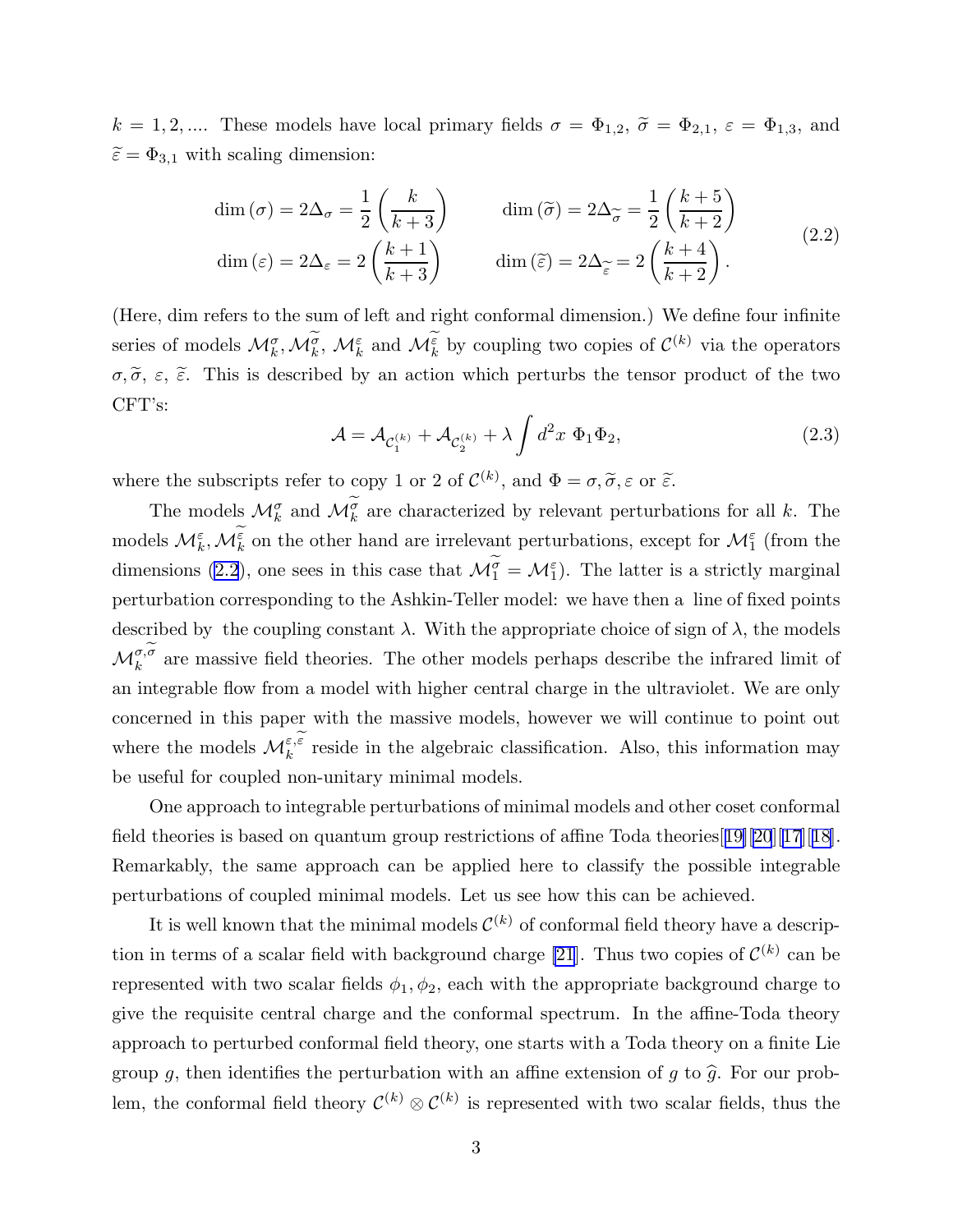$k = 1, 2, ....$ These models have local primary fields $\sigma = \Phi_{1,2}$, $\widetilde{\sigma} = \Phi_{2,1}$, $\varepsilon = \Phi_{1,3}$, and $\widetilde{\varepsilon} = \Phi_{3,1}$ with scaling dimension:

$$
\begin{aligned}
\dim(\sigma) &= 2\Delta_\sigma = \frac{1}{2}\left(\frac{k}{k+3}\right) \qquad & \dim(\widetilde{\sigma}) &= 2\Delta_{\widetilde{\sigma}} = \frac{1}{2}\left(\frac{k+5}{k+2}\right) \\
\dim(\varepsilon) &= 2\Delta_\varepsilon = 2\left(\frac{k+1}{k+3}\right) \qquad & \dim(\widetilde{\varepsilon}) &= 2\Delta_{\widetilde{\varepsilon}} = 2\left(\frac{k+4}{k+2}\right).
\end{aligned}
\tag{2.2}
$$

(Here, dim refers to the sum of left and right conformal dimension.) We define four infinite series of models $\mathcal{M}_k^\sigma, \mathcal{M}_k^{\widetilde{\sigma}}$, $\mathcal{M}_k^\varepsilon$ and $\mathcal{M}_k^{\widetilde{\varepsilon}}$ by coupling two copies of $\mathcal{C}^{(k)}$ via the operators $\sigma, \widetilde{\sigma}$, $\varepsilon$, $\widetilde{\varepsilon}$. This is described by an action which perturbs the tensor product of the two CFT's:

$$
\mathcal{A} = \mathcal{A}_{\mathcal{C}_1^{(k)}} + \mathcal{A}_{\mathcal{C}_2^{(k)}} + \lambda \int d^2x \; \Phi_1 \Phi_2,
\tag{2.3}
$$

where the subscripts refer to copy 1 or 2 of $\mathcal{C}^{(k)}$, and $\Phi = \sigma, \widetilde{\sigma}, \varepsilon$ or $\widetilde{\varepsilon}$.

The models $\mathcal{M}_k^\sigma$ and $\mathcal{M}_k^{\widetilde{\sigma}}$ are characterized by relevant perturbations for all $k$. The models $\mathcal{M}_k^\varepsilon, \mathcal{M}_k^{\widetilde{\varepsilon}}$ on the other hand are irrelevant perturbations, except for $\mathcal{M}_1^\varepsilon$ (from the dimensions (2.2), one sees in this case that $\mathcal{M}_1^{\widetilde{\sigma}} = \mathcal{M}_1^\varepsilon$). The latter is a strictly marginal perturbation corresponding to the Ashkin-Teller model: we have then a line of fixed points described by the coupling constant $\lambda$. With the appropriate choice of sign of $\lambda$, the models $\mathcal{M}_k^{\sigma,\widetilde{\sigma}}$ are massive field theories. The other models perhaps describe the infrared limit of an integrable flow from a model with higher central charge in the ultraviolet. We are only concerned in this paper with the massive models, however we will continue to point out where the models $\mathcal{M}_k^{\varepsilon,\widetilde{\varepsilon}}$ reside in the algebraic classification. Also, this information may be useful for coupled non-unitary minimal models.

One approach to integrable perturbations of minimal models and other coset conformal field theories is based on quantum group restrictions of affine Toda theories[19][20][17][18]. Remarkably, the same approach can be applied here to classify the possible integrable perturbations of coupled minimal models. Let us see how this can be achieved.

It is well known that the minimal models $\mathcal{C}^{(k)}$ of conformal field theory have a description in terms of a scalar field with background charge [21]. Thus two copies of $\mathcal{C}^{(k)}$ can be represented with two scalar fields $\phi_1, \phi_2$, each with the appropriate background charge to give the requisite central charge and the conformal spectrum. In the affine-Toda theory approach to perturbed conformal field theory, one starts with a Toda theory on a finite Lie group $g$, then identifies the perturbation with an affine extension of $g$ to $\widehat{g}$. For our problem, the conformal field theory $\mathcal{C}^{(k)} \otimes \mathcal{C}^{(k)}$ is represented with two scalar fields, thus the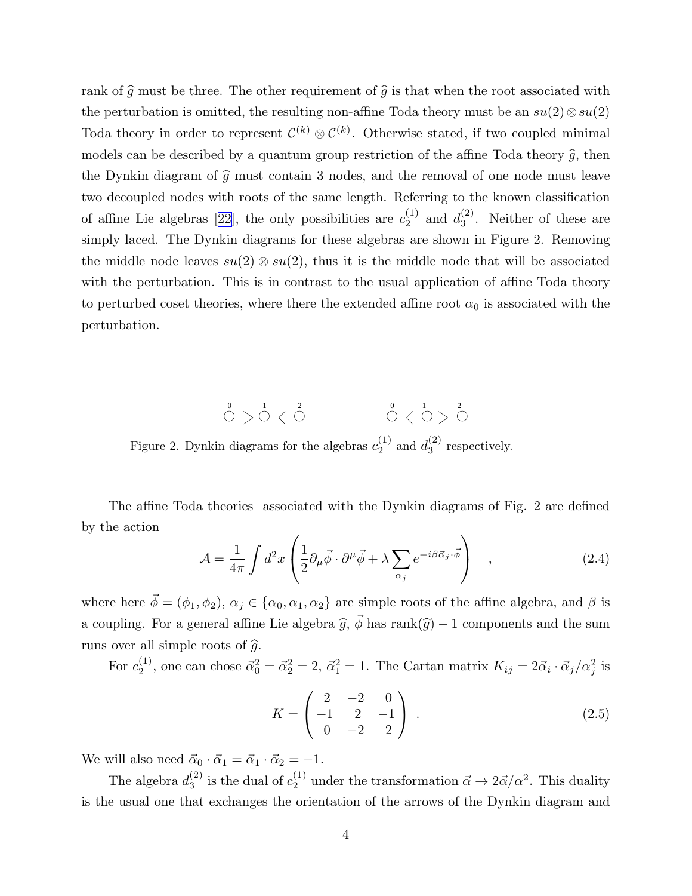rank of $\widehat{g}$ must be three. The other requirement of $\widehat{g}$ is that when the root associated with the perturbation is omitted, the resulting non-affine Toda theory must be an $su(2) \otimes su(2)$ Toda theory in order to represent $\mathcal{C}^{(k)} \otimes \mathcal{C}^{(k)}$. Otherwise stated, if two coupled minimal models can be described by a quantum group restriction of the affine Toda theory $\widehat{g}$, then the Dynkin diagram of $\widehat{g}$ must contain 3 nodes, and the removal of one node must leave two decoupled nodes with roots of the same length. Referring to the known classification of affine Lie algebras [22], the only possibilities are $c_2^{(1)}$ and $d_3^{(2)}$. Neither of these are simply laced. The Dynkin diagrams for these algebras are shown in Figure 2. Removing the middle node leaves $su(2) \otimes su(2)$, thus it is the middle node that will be associated with the perturbation. This is in contrast to the usual application of affine Toda theory to perturbed coset theories, where there the extended affine root $\alpha_0$ is associated with the perturbation.

Figure 2. Dynkin diagrams for the algebras $c_2^{(1)}$ and $d_3^{(2)}$ respectively.

The affine Toda theories associated with the Dynkin diagrams of Fig. 2 are defined by the action

$$\mathcal{A} = \frac{1}{4\pi} \int d^2x \left( \frac{1}{2} \partial_\mu \vec{\phi} \cdot \partial^\mu \vec{\phi} + \lambda \sum_{\alpha_j} e^{-i\beta \vec{\alpha}_j \cdot \vec{\phi}} \right) \quad , \tag{2.4}$$

where here $\vec{\phi} = (\phi_1, \phi_2)$, $\alpha_j \in \{\alpha_0, \alpha_1, \alpha_2\}$ are simple roots of the affine algebra, and $\beta$ is a coupling. For a general affine Lie algebra $\widehat{g}$, $\vec{\phi}$ has rank$(\widehat{g}) - 1$ components and the sum runs over all simple roots of $\widehat{g}$.

For $c_2^{(1)}$, one can chose $\vec{\alpha}_0^2 = \vec{\alpha}_2^2 = 2$, $\vec{\alpha}_1^2 = 1$. The Cartan matrix $K_{ij} = 2\vec{\alpha}_i \cdot \vec{\alpha}_j / \alpha_j^2$ is

$$K = \begin{pmatrix} 2 & -2 & 0 \\ -1 & 2 & -1 \\ 0 & -2 & 2 \end{pmatrix} \quad . \tag{2.5}$$

We will also need $\vec{\alpha}_0 \cdot \vec{\alpha}_1 = \vec{\alpha}_1 \cdot \vec{\alpha}_2 = -1$.

The algebra $d_3^{(2)}$ is the dual of $c_2^{(1)}$ under the transformation $\vec{\alpha} \to 2\vec{\alpha}/\alpha^2$. This duality is the usual one that exchanges the orientation of the arrows of the Dynkin diagram and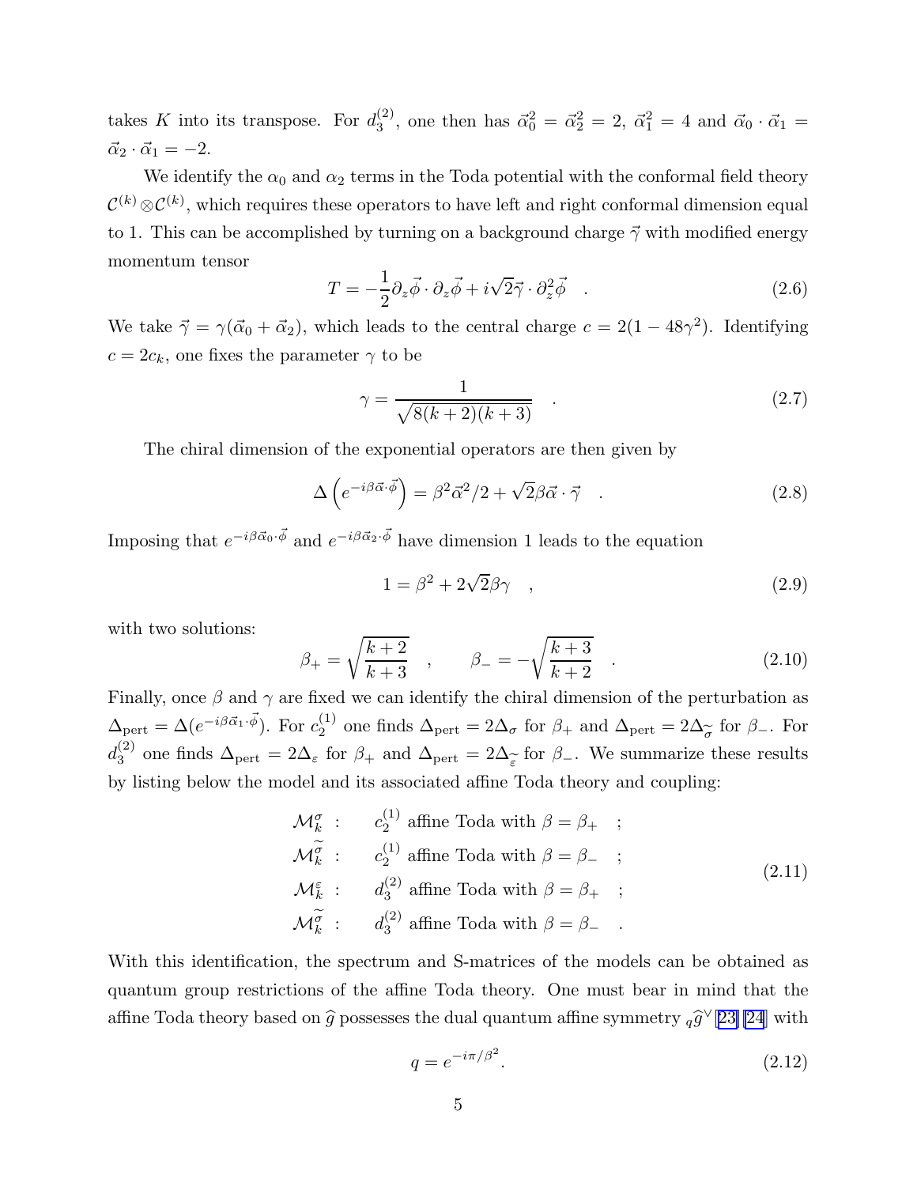takes $K$ into its transpose. For $d_3^{(2)}$, one then has $\vec{\alpha}_0^2 = \vec{\alpha}_2^2 = 2$, $\vec{\alpha}_1^2 = 4$ and $\vec{\alpha}_0 \cdot \vec{\alpha}_1 = \vec{\alpha}_2 \cdot \vec{\alpha}_1 = -2$.

We identify the $\alpha_0$ and $\alpha_2$ terms in the Toda potential with the conformal field theory $\mathcal{C}^{(k)} \otimes \mathcal{C}^{(k)}$, which requires these operators to have left and right conformal dimension equal to 1. This can be accomplished by turning on a background charge $\vec{\gamma}$ with modified energy momentum tensor

$$T = -\frac{1}{2}\partial_z\vec{\phi} \cdot \partial_z\vec{\phi} + i\sqrt{2}\vec{\gamma} \cdot \partial_z^2\vec{\phi} \quad . \tag{2.6}$$

We take $\vec{\gamma} = \gamma(\vec{\alpha}_0 + \vec{\alpha}_2)$, which leads to the central charge $c = 2(1 - 48\gamma^2)$. Identifying $c = 2c_k$, one fixes the parameter $\gamma$ to be

$$\gamma = \frac{1}{\sqrt{8(k+2)(k+3)}} \quad . \tag{2.7}$$

The chiral dimension of the exponential operators are then given by

$$\Delta\left(e^{-i\beta\vec{\alpha}\cdot\vec{\phi}}\right) = \beta^2\vec{\alpha}^2/2 + \sqrt{2}\beta\vec{\alpha} \cdot \vec{\gamma} \quad . \tag{2.8}$$

Imposing that $e^{-i\beta\vec{\alpha}_0\cdot\vec{\phi}}$ and $e^{-i\beta\vec{\alpha}_2\cdot\vec{\phi}}$ have dimension 1 leads to the equation

$$1 = \beta^2 + 2\sqrt{2}\beta\gamma \quad , \tag{2.9}$$

with two solutions:

$$\beta_+ = \sqrt{\frac{k+2}{k+3}} \quad , \qquad \beta_- = -\sqrt{\frac{k+3}{k+2}} \quad . \tag{2.10}$$

Finally, once $\beta$ and $\gamma$ are fixed we can identify the chiral dimension of the perturbation as $\Delta_{\rm pert} = \Delta(e^{-i\beta\vec{\alpha}_1\cdot\vec{\phi}})$. For $c_2^{(1)}$ one finds $\Delta_{\rm pert} = 2\Delta_\sigma$ for $\beta_+$ and $\Delta_{\rm pert} = 2\Delta_{\widetilde{\sigma}}$ for $\beta_-$. For $d_3^{(2)}$ one finds $\Delta_{\rm pert} = 2\Delta_\varepsilon$ for $\beta_+$ and $\Delta_{\rm pert} = 2\Delta_{\widetilde{\varepsilon}}$ for $\beta_-$. We summarize these results by listing below the model and its associated affine Toda theory and coupling:

$$\begin{aligned}
\mathcal{M}_k^\sigma \ &: \quad c_2^{(1)} \text{ affine Toda with } \beta = \beta_+ \quad ; \\
\mathcal{M}_k^{\widetilde{\sigma}} \ &: \quad c_2^{(1)} \text{ affine Toda with } \beta = \beta_- \quad ; \\
\mathcal{M}_k^\varepsilon \ &: \quad d_3^{(2)} \text{ affine Toda with } \beta = \beta_+ \quad ; \\
\mathcal{M}_k^{\widetilde{\sigma}} \ &: \quad d_3^{(2)} \text{ affine Toda with } \beta = \beta_- \quad .
\end{aligned} \tag{2.11}$$

With this identification, the spectrum and S-matrices of the models can be obtained as quantum group restrictions of the affine Toda theory. One must bear in mind that the affine Toda theory based on $\widehat{g}$ possesses the dual quantum affine symmetry ${}_q\widehat{g}^\vee$ [23][24] with

$$q = e^{-i\pi/\beta^2}. \tag{2.12}$$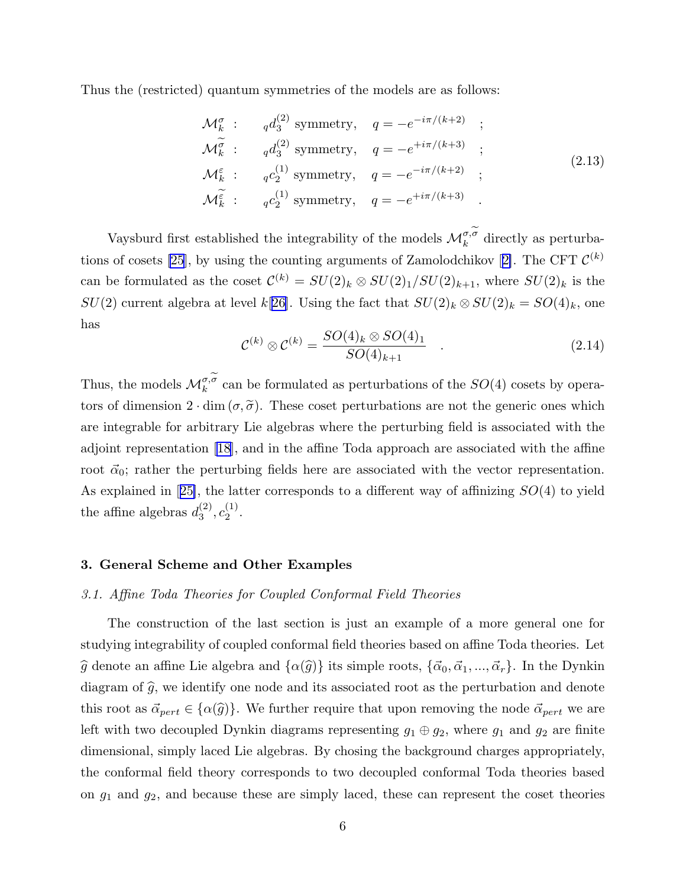Thus the (restricted) quantum symmetries of the models are as follows:

$$
\begin{aligned}
\mathcal{M}_k^{\sigma} \quad &: \quad {}_q d_3^{(2)} \text{ symmetry}, \quad q = -e^{-i\pi/(k+2)} \quad ; \\
\mathcal{M}_k^{\widetilde{\sigma}} \quad &: \quad {}_q d_3^{(2)} \text{ symmetry}, \quad q = -e^{+i\pi/(k+3)} \quad ; \\
\mathcal{M}_k^{\varepsilon} \quad &: \quad {}_q c_2^{(1)} \text{ symmetry}, \quad q = -e^{-i\pi/(k+2)} \quad ; \\
\mathcal{M}_k^{\widetilde{\varepsilon}} \quad &: \quad {}_q c_2^{(1)} \text{ symmetry}, \quad q = -e^{+i\pi/(k+3)} \quad .
\end{aligned}
\tag{2.13}
$$

Vaysburd first established the integrability of the models $\mathcal{M}_k^{\sigma,\widetilde{\sigma}}$ directly as perturbations of cosets [25], by using the counting arguments of Zamolodchikov [2]. The CFT $\mathcal{C}^{(k)}$ can be formulated as the coset $\mathcal{C}^{(k)} = SU(2)_k \otimes SU(2)_1/SU(2)_{k+1}$, where $SU(2)_k$ is the $SU(2)$ current algebra at level $k$[26]. Using the fact that $SU(2)_k \otimes SU(2)_k = SO(4)_k$, one has

$$
\mathcal{C}^{(k)} \otimes \mathcal{C}^{(k)} = \frac{SO(4)_k \otimes SO(4)_1}{SO(4)_{k+1}} \quad . \tag{2.14}
$$

Thus, the models $\mathcal{M}_k^{\sigma,\widetilde{\sigma}}$ can be formulated as perturbations of the $SO(4)$ cosets by operators of dimension $2 \cdot \dim(\sigma, \widetilde{\sigma})$. These coset perturbations are not the generic ones which are integrable for arbitrary Lie algebras where the perturbing field is associated with the adjoint representation [18], and in the affine Toda approach are associated with the affine root $\vec{\alpha}_0$; rather the perturbing fields here are associated with the vector representation. As explained in [25], the latter corresponds to a different way of affinizing $SO(4)$ to yield the affine algebras $d_3^{(2)}, c_2^{(1)}$.

## 3. General Scheme and Other Examples

### *3.1. Affine Toda Theories for Coupled Conformal Field Theories*

The construction of the last section is just an example of a more general one for studying integrability of coupled conformal field theories based on affine Toda theories. Let $\widehat{g}$ denote an affine Lie algebra and $\{\alpha(\widehat{g})\}$ its simple roots, $\{\vec{\alpha}_0, \vec{\alpha}_1, ..., \vec{\alpha}_r\}$. In the Dynkin diagram of $\widehat{g}$, we identify one node and its associated root as the perturbation and denote this root as $\vec{\alpha}_{pert} \in \{\alpha(\widehat{g})\}$. We further require that upon removing the node $\vec{\alpha}_{pert}$ we are left with two decoupled Dynkin diagrams representing $g_1 \oplus g_2$, where $g_1$ and $g_2$ are finite dimensional, simply laced Lie algebras. By chosing the background charges appropriately, the conformal field theory corresponds to two decoupled conformal Toda theories based on $g_1$ and $g_2$, and because these are simply laced, these can represent the coset theories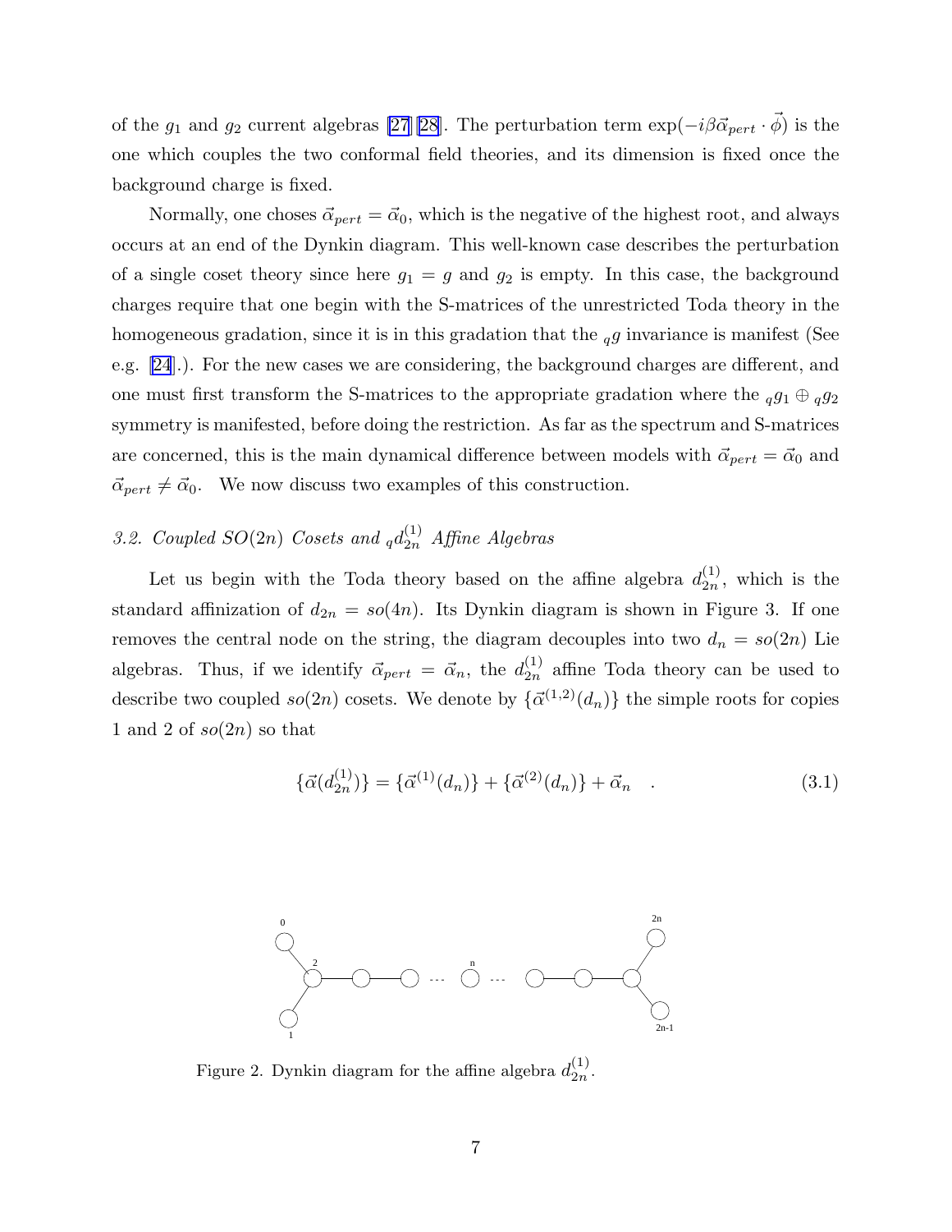of the $g_1$ and $g_2$ current algebras [27][28]. The perturbation term $\exp(-i\beta\vec{\alpha}_{pert}\cdot\vec{\phi})$ is the one which couples the two conformal field theories, and its dimension is fixed once the background charge is fixed.

Normally, one choses $\vec{\alpha}_{pert} = \vec{\alpha}_0$, which is the negative of the highest root, and always occurs at an end of the Dynkin diagram. This well-known case describes the perturbation of a single coset theory since here $g_1 = g$ and $g_2$ is empty. In this case, the background charges require that one begin with the S-matrices of the unrestricted Toda theory in the homogeneous gradation, since it is in this gradation that the $_q g$ invariance is manifest (See e.g. [24].). For the new cases we are considering, the background charges are different, and one must first transform the S-matrices to the appropriate gradation where the $_q g_1 \oplus {_q g_2}$ symmetry is manifested, before doing the restriction. As far as the spectrum and S-matrices are concerned, this is the main dynamical difference between models with $\vec{\alpha}_{pert} = \vec{\alpha}_0$ and $\vec{\alpha}_{pert} \neq \vec{\alpha}_0$. We now discuss two examples of this construction.

### *3.2. Coupled $SO(2n)$ Cosets and $_q d_{2n}^{(1)}$ Affine Algebras*

Let us begin with the Toda theory based on the affine algebra $d_{2n}^{(1)}$, which is the standard affinization of $d_{2n} = so(4n)$. Its Dynkin diagram is shown in Figure 3. If one removes the central node on the string, the diagram decouples into two $d_n = so(2n)$ Lie algebras. Thus, if we identify $\vec{\alpha}_{pert} = \vec{\alpha}_n$, the $d_{2n}^{(1)}$ affine Toda theory can be used to describe two coupled $so(2n)$ cosets. We denote by $\{\vec{\alpha}^{(1,2)}(d_n)\}$ the simple roots for copies 1 and 2 of $so(2n)$ so that

$$\{\vec{\alpha}(d_{2n}^{(1)})\} = \{\vec{\alpha}^{(1)}(d_n)\} + \{\vec{\alpha}^{(2)}(d_n)\} + \vec{\alpha}_n \quad . \tag{3.1}$$

Figure 2. Dynkin diagram for the affine algebra $d_{2n}^{(1)}$.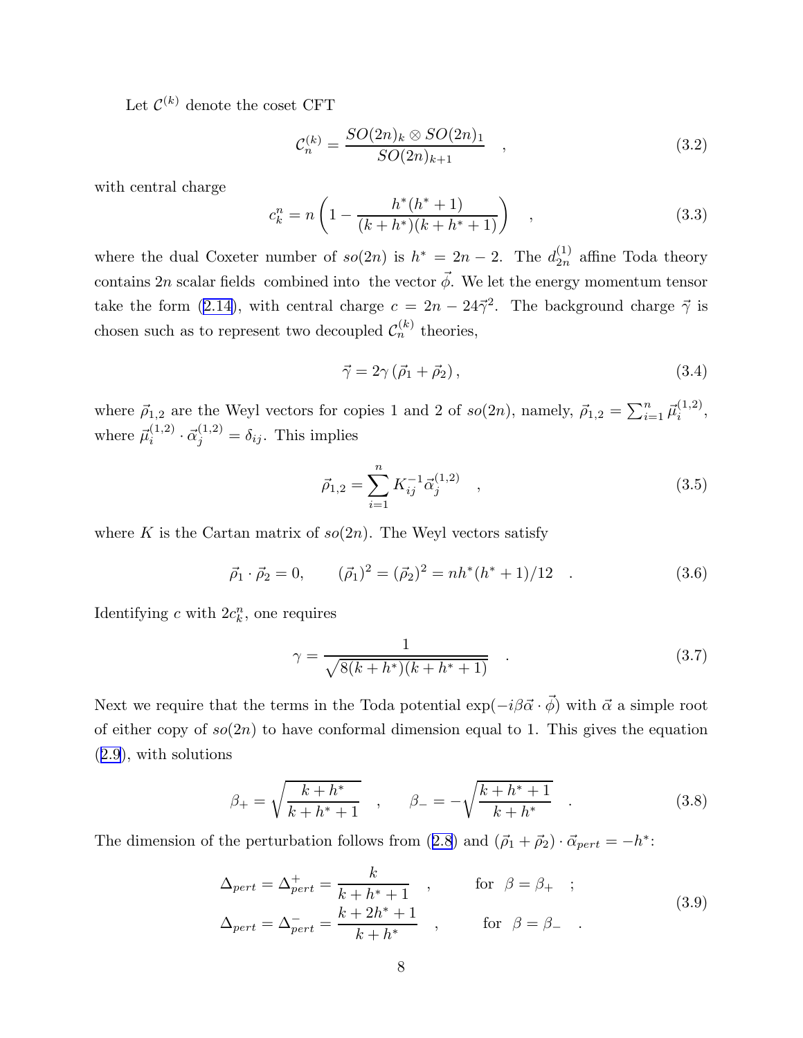Let $\mathcal{C}^{(k)}$ denote the coset CFT

$$\mathcal{C}_n^{(k)} = \frac{SO(2n)_k \otimes SO(2n)_1}{SO(2n)_{k+1}} \quad , \tag{3.2}$$

with central charge

$$c_k^n = n\left(1 - \frac{h^*(h^*+1)}{(k+h^*)(k+h^*+1)}\right) \quad , \tag{3.3}$$

where the dual Coxeter number of $so(2n)$ is $h^* = 2n-2$. The $d_{2n}^{(1)}$ affine Toda theory contains $2n$ scalar fields combined into the vector $\vec{\phi}$. We let the energy momentum tensor take the form (2.14), with central charge $c = 2n - 24\vec{\gamma}^2$. The background charge $\vec{\gamma}$ is chosen such as to represent two decoupled $\mathcal{C}_n^{(k)}$ theories,

$$\vec{\gamma} = 2\gamma\left(\vec{\rho}_1 + \vec{\rho}_2\right), \tag{3.4}$$

where $\vec{\rho}_{1,2}$ are the Weyl vectors for copies 1 and 2 of $so(2n)$, namely, $\vec{\rho}_{1,2} = \sum_{i=1}^n \vec{\mu}_i^{(1,2)}$, where $\vec{\mu}_i^{(1,2)} \cdot \vec{\alpha}_j^{(1,2)} = \delta_{ij}$. This implies

$$\vec{\rho}_{1,2} = \sum_{i=1}^n K_{ij}^{-1} \vec{\alpha}_j^{(1,2)} \quad , \tag{3.5}$$

where $K$ is the Cartan matrix of $so(2n)$. The Weyl vectors satisfy

$$\vec{\rho}_1 \cdot \vec{\rho}_2 = 0, \qquad (\vec{\rho}_1)^2 = (\vec{\rho}_2)^2 = nh^*(h^*+1)/12 \quad . \tag{3.6}$$

Identifying $c$ with $2c_k^n$, one requires

$$\gamma = \frac{1}{\sqrt{8(k+h^*)(k+h^*+1)}} \quad . \tag{3.7}$$

Next we require that the terms in the Toda potential $\exp(-i\beta\vec{\alpha}\cdot\vec{\phi})$ with $\vec{\alpha}$ a simple root of either copy of $so(2n)$ to have conformal dimension equal to 1. This gives the equation (2.9), with solutions

$$\beta_+ = \sqrt{\frac{k+h^*}{k+h^*+1}} \quad , \qquad \beta_- = -\sqrt{\frac{k+h^*+1}{k+h^*}} \quad . \tag{3.8}$$

The dimension of the perturbation follows from (2.8) and $(\vec{\rho}_1 + \vec{\rho}_2)\cdot\vec{\alpha}_{pert} = -h^*$:

$$\begin{aligned} \Delta_{pert} = \Delta_{pert}^+ &= \frac{k}{k+h^*+1} \quad , \qquad \text{for} \quad \beta = \beta_+ \quad ; \\ \Delta_{pert} = \Delta_{pert}^- &= \frac{k+2h^*+1}{k+h^*} \quad , \qquad \text{for} \quad \beta = \beta_- \quad . \end{aligned} \tag{3.9}$$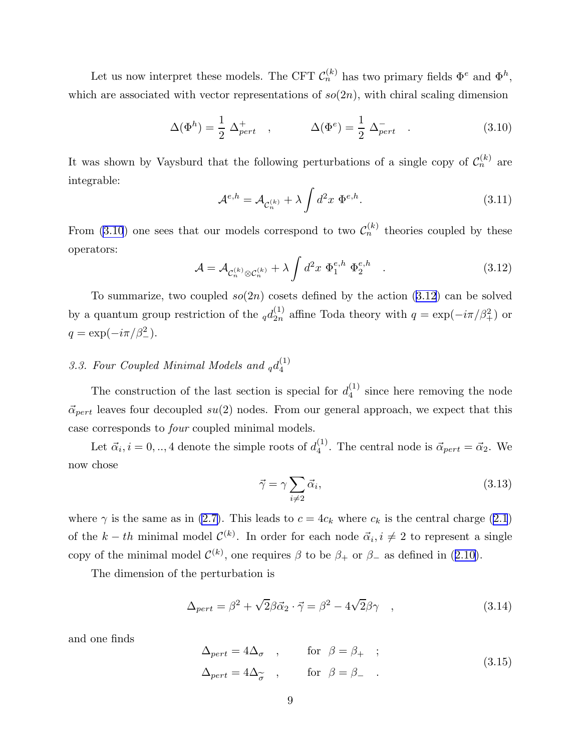Let us now interpret these models. The CFT $\mathcal{C}_n^{(k)}$ has two primary fields $\Phi^e$ and $\Phi^h$, which are associated with vector representations of $so(2n)$, with chiral scaling dimension

$$\Delta(\Phi^h) = \frac{1}{2}\ \Delta^+_{pert} \quad , \qquad \Delta(\Phi^e) = \frac{1}{2}\ \Delta^-_{pert} \quad . \tag{3.10}$$

It was shown by Vaysburd that the following perturbations of a single copy of $\mathcal{C}_n^{(k)}$ are integrable:

$$\mathcal{A}^{e,h} = \mathcal{A}_{\mathcal{C}_n^{(k)}} + \lambda \int d^2x\ \Phi^{e,h}. \tag{3.11}$$

From (3.10) one sees that our models correspond to two $\mathcal{C}_n^{(k)}$ theories coupled by these operators:

$$\mathcal{A} = \mathcal{A}_{\mathcal{C}_n^{(k)} \otimes \mathcal{C}_n^{(k)}} + \lambda \int d^2x\ \Phi_1^{e,h}\ \Phi_2^{e,h} \quad . \tag{3.12}$$

To summarize, two coupled $so(2n)$ cosets defined by the action (3.12) can be solved by a quantum group restriction of the ${}_q d_{2n}^{(1)}$ affine Toda theory with $q = \exp(-i\pi/\beta_+^2)$ or $q = \exp(-i\pi/\beta_-^2)$.

### *3.3. Four Coupled Minimal Models and ${}_q d_4^{(1)}$*

The construction of the last section is special for $d_4^{(1)}$ since here removing the node $\vec{\alpha}_{pert}$ leaves four decoupled $su(2)$ nodes. From our general approach, we expect that this case corresponds to *four* coupled minimal models.

Let $\vec{\alpha}_i, i = 0, .., 4$ denote the simple roots of $d_4^{(1)}$. The central node is $\vec{\alpha}_{pert} = \vec{\alpha}_2$. We now chose

$$\vec{\gamma} = \gamma \sum_{i \neq 2} \vec{\alpha}_i, \tag{3.13}$$

where $\gamma$ is the same as in (2.7). This leads to $c = 4c_k$ where $c_k$ is the central charge (2.1) of the $k-th$ minimal model $\mathcal{C}^{(k)}$. In order for each node $\vec{\alpha}_i, i \neq 2$ to represent a single copy of the minimal model $\mathcal{C}^{(k)}$, one requires $\beta$ to be $\beta_+$ or $\beta_-$ as defined in (2.10).

The dimension of the perturbation is

$$\Delta_{pert} = \beta^2 + \sqrt{2}\beta \vec{\alpha}_2 \cdot \vec{\gamma} = \beta^2 - 4\sqrt{2}\beta\gamma \quad , \tag{3.14}$$

and one finds

$$\begin{aligned} \Delta_{pert} &= 4\Delta_{\sigma} \quad , \qquad \text{for } \ \beta = \beta_+ \quad ; \\ \Delta_{pert} &= 4\Delta_{\widetilde{\sigma}} \quad , \qquad \text{for } \ \beta = \beta_- \quad . \end{aligned} \tag{3.15}$$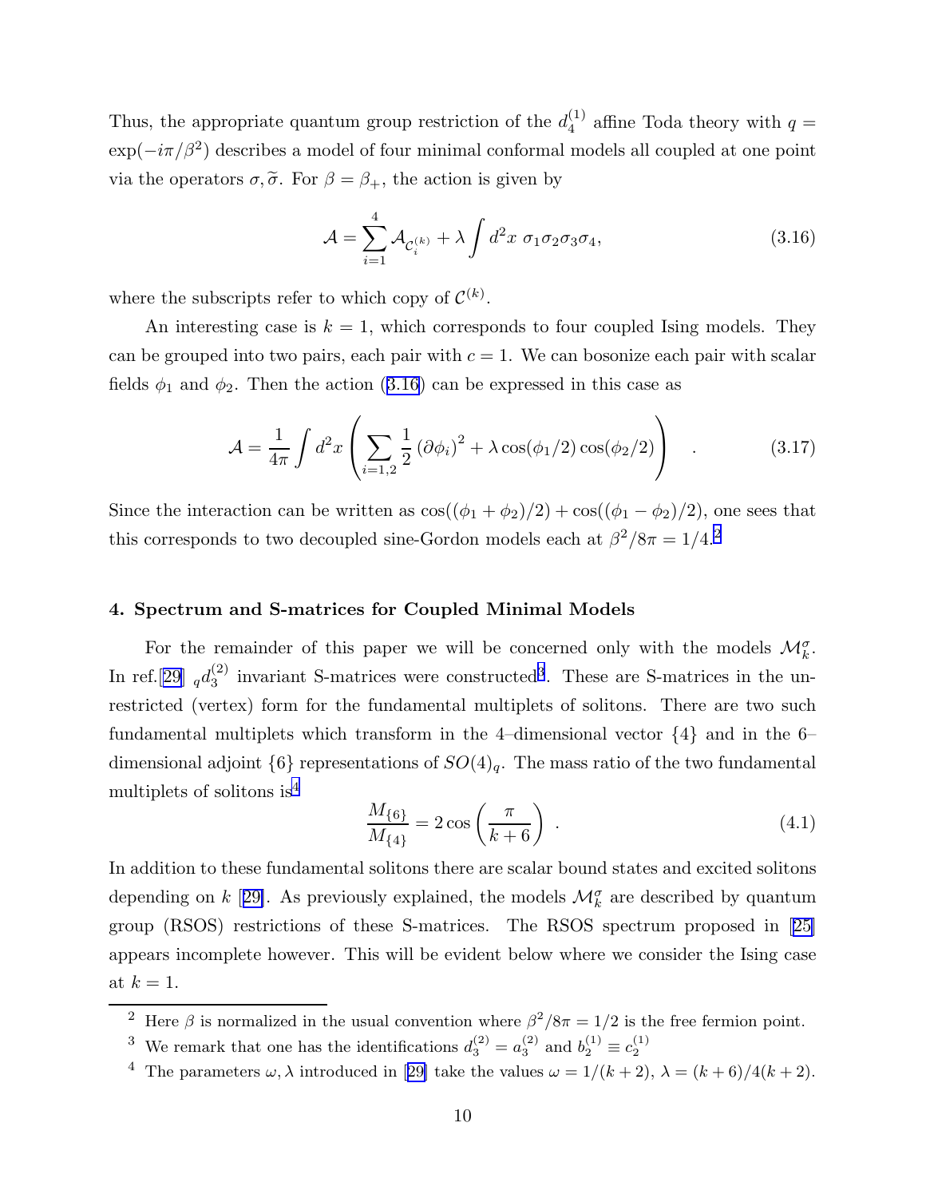Thus, the appropriate quantum group restriction of the $d_4^{(1)}$ affine Toda theory with $q = \exp(-i\pi/\beta^2)$ describes a model of four minimal conformal models all coupled at one point via the operators $\sigma, \widetilde{\sigma}$. For $\beta = \beta_+$, the action is given by

$$\mathcal{A} = \sum_{i=1}^{4} \mathcal{A}_{\mathcal{C}_i^{(k)}} + \lambda \int d^2x \ \sigma_1\sigma_2\sigma_3\sigma_4, \tag{3.16}$$

where the subscripts refer to which copy of $\mathcal{C}^{(k)}$.

An interesting case is $k = 1$, which corresponds to four coupled Ising models. They can be grouped into two pairs, each pair with $c = 1$. We can bosonize each pair with scalar fields $\phi_1$ and $\phi_2$. Then the action (3.16) can be expressed in this case as

$$\mathcal{A} = \frac{1}{4\pi} \int d^2x \left( \sum_{i=1,2} \frac{1}{2} \left(\partial\phi_i\right)^2 + \lambda \cos(\phi_1/2)\cos(\phi_2/2) \right) \quad . \tag{3.17}$$

Since the interaction can be written as $\cos((\phi_1+\phi_2)/2) + \cos((\phi_1-\phi_2)/2)$, one sees that this corresponds to two decoupled sine-Gordon models each at $\beta^2/8\pi = 1/4$.[2]

### 4. Spectrum and S-matrices for Coupled Minimal Models

For the remainder of this paper we will be concerned only with the models $\mathcal{M}_k^\sigma$. In ref.[29] ${}_q d_3^{(2)}$ invariant S-matrices were constructed[3]. These are S-matrices in the unrestricted (vertex) form for the fundamental multiplets of solitons. There are two such fundamental multiplets which transform in the 4–dimensional vector $\{4\}$ and in the 6–dimensional adjoint $\{6\}$ representations of $SO(4)_q$. The mass ratio of the two fundamental multiplets of solitons is[4]

$$\frac{M_{\{6\}}}{M_{\{4\}}} = 2\cos\left(\frac{\pi}{k+6}\right) \ . \tag{4.1}$$

In addition to these fundamental solitons there are scalar bound states and excited solitons depending on $k$ [29]. As previously explained, the models $\mathcal{M}_k^\sigma$ are described by quantum group (RSOS) restrictions of these S-matrices. The RSOS spectrum proposed in [25] appears incomplete however. This will be evident below where we consider the Ising case at $k = 1$.

---

[2] Here $\beta$ is normalized in the usual convention where $\beta^2/8\pi = 1/2$ is the free fermion point.

[3] We remark that one has the identifications $d_3^{(2)} = a_3^{(2)}$ and $b_2^{(1)} \equiv c_2^{(1)}$

[4] The parameters $\omega, \lambda$ introduced in [29] take the values $\omega = 1/(k+2)$, $\lambda = (k+6)/4(k+2)$.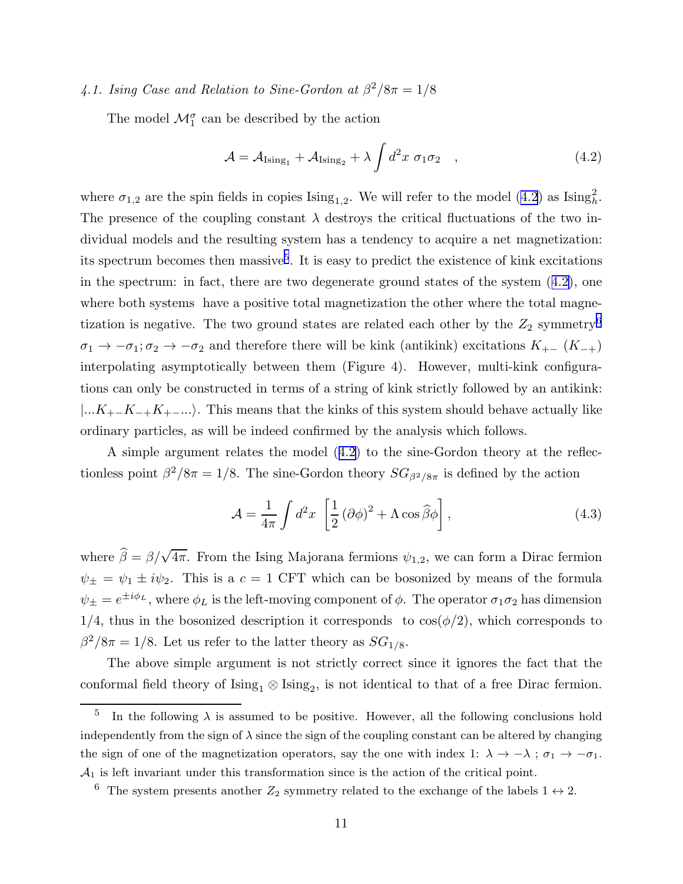### 4.1. *Ising Case and Relation to Sine-Gordon at $\beta^2/8\pi = 1/8$*

The model $\mathcal{M}_1^{\sigma}$ can be described by the action

$$
\mathcal{A} = \mathcal{A}_{\text{Ising}_1} + \mathcal{A}_{\text{Ising}_2} + \lambda \int d^2x \; \sigma_1 \sigma_2 \quad , \tag{4.2}
$$

where $\sigma_{1,2}$ are the spin fields in copies $\text{Ising}_{1,2}$. We will refer to the model (4.2) as $\text{Ising}_h^2$. The presence of the coupling constant $\lambda$ destroys the critical fluctuations of the two individual models and the resulting system has a tendency to acquire a net magnetization: its spectrum becomes then massive[5]. It is easy to predict the existence of kink excitations in the spectrum: in fact, there are two degenerate ground states of the system (4.2), one where both systems have a positive total magnetization the other where the total magnetization is negative. The two ground states are related each other by the $Z_2$ symmetry[6] $\sigma_1 \to -\sigma_1; \sigma_2 \to -\sigma_2$ and therefore there will be kink (antikink) excitations $K_{+-}$ ($K_{-+}$) interpolating asymptotically between them (Figure 4). However, multi-kink configurations can only be constructed in terms of a string of kink strictly followed by an antikink: $|...K_{+-}K_{-+}K_{+-}...\rangle$. This means that the kinks of this system should behave actually like ordinary particles, as will be indeed confirmed by the analysis which follows.

A simple argument relates the model (4.2) to the sine-Gordon theory at the reflectionless point $\beta^2/8\pi = 1/8$. The sine-Gordon theory $SG_{\beta^2/8\pi}$ is defined by the action

$$
\mathcal{A} = \frac{1}{4\pi} \int d^2x \; \left[ \frac{1}{2} (\partial\phi)^2 + \Lambda \cos \widehat{\beta}\phi \right], \tag{4.3}
$$

where $\widehat{\beta} = \beta/\sqrt{4\pi}$. From the Ising Majorana fermions $\psi_{1,2}$, we can form a Dirac fermion $\psi_{\pm} = \psi_1 \pm i\psi_2$. This is a $c = 1$ CFT which can be bosonized by means of the formula $\psi_{\pm} = e^{\pm i\phi_L}$, where $\phi_L$ is the left-moving component of $\phi$. The operator $\sigma_1\sigma_2$ has dimension $1/4$, thus in the bosonized description it corresponds to $\cos(\phi/2)$, which corresponds to $\beta^2/8\pi = 1/8$. Let us refer to the latter theory as $SG_{1/8}$.

The above simple argument is not strictly correct since it ignores the fact that the conformal field theory of $\text{Ising}_1 \otimes \text{Ising}_2$, is not identical to that of a free Dirac fermion.

---

[5] In the following $\lambda$ is assumed to be positive. However, all the following conclusions hold independently from the sign of $\lambda$ since the sign of the coupling constant can be altered by changing the sign of one of the magnetization operators, say the one with index 1: $\lambda \to -\lambda$ ; $\sigma_1 \to -\sigma_1$. $\mathcal{A}_1$ is left invariant under this transformation since is the action of the critical point.

[6] The system presents another $Z_2$ symmetry related to the exchange of the labels $1 \leftrightarrow 2$.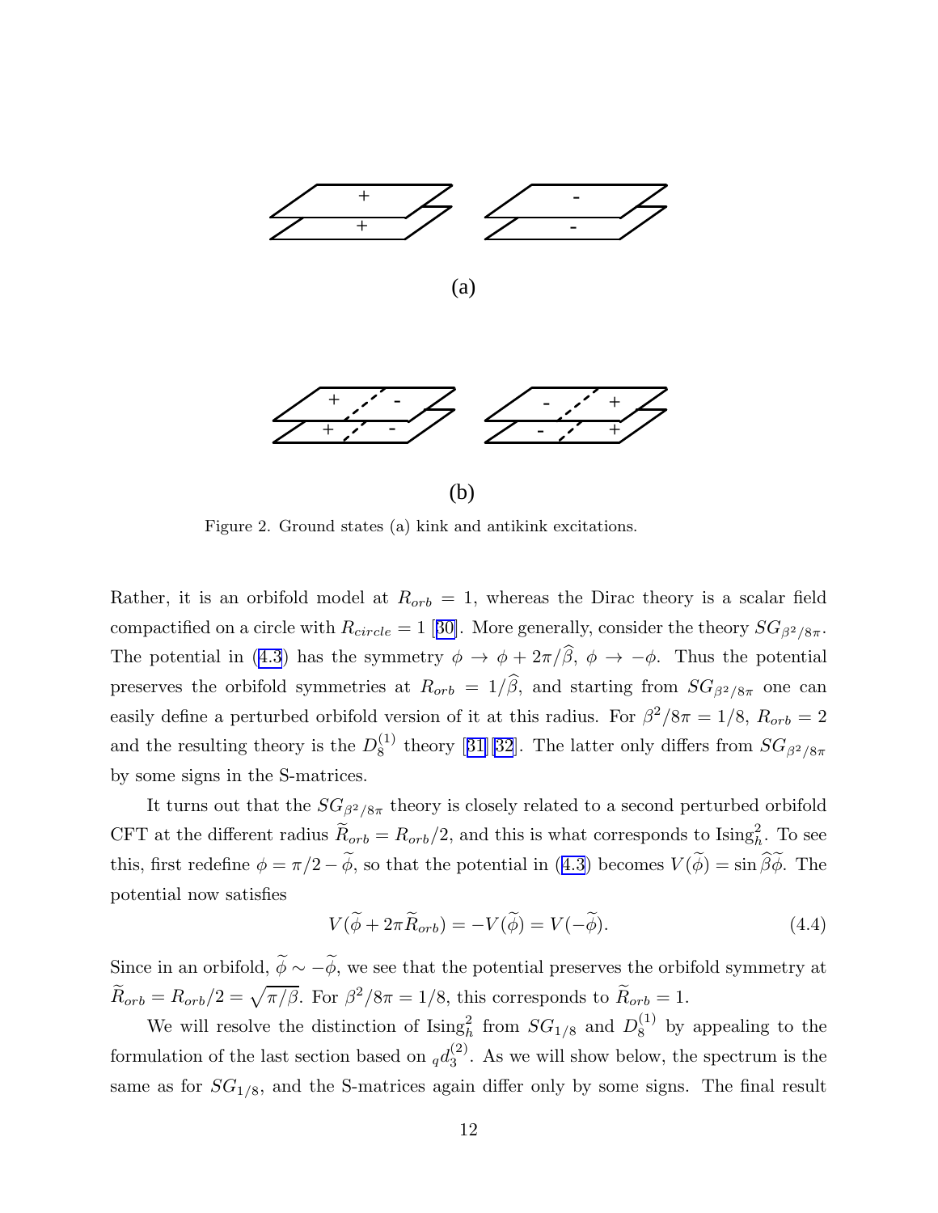(a)

(b)

Figure 2. Ground states (a) kink and antikink excitations.

Rather, it is an orbifold model at $R_{orb} = 1$, whereas the Dirac theory is a scalar field compactified on a circle with $R_{circle} = 1$ [30]. More generally, consider the theory $SG_{\beta^2/8\pi}$. The potential in (4.3) has the symmetry $\phi \to \phi + 2\pi/\widehat{\beta}$, $\phi \to -\phi$. Thus the potential preserves the orbifold symmetries at $R_{orb} = 1/\widehat{\beta}$, and starting from $SG_{\beta^2/8\pi}$ one can easily define a perturbed orbifold version of it at this radius. For $\beta^2/8\pi = 1/8$, $R_{orb} = 2$ and the resulting theory is the $D_8^{(1)}$ theory [31][32]. The latter only differs from $SG_{\beta^2/8\pi}$ by some signs in the S-matrices.

It turns out that the $SG_{\beta^2/8\pi}$ theory is closely related to a second perturbed orbifold CFT at the different radius $\widetilde{R}_{orb} = R_{orb}/2$, and this is what corresponds to $\text{Ising}_h^2$. To see this, first redefine $\phi = \pi/2 - \widetilde{\phi}$, so that the potential in (4.3) becomes $V(\widetilde{\phi}) = \sin \widehat{\beta}\widetilde{\phi}$. The potential now satisfies

$$V(\widetilde{\phi} + 2\pi\widetilde{R}_{orb}) = -V(\widetilde{\phi}) = V(-\widetilde{\phi}). \tag{4.4}$$

Since in an orbifold, $\widetilde{\phi} \sim -\widetilde{\phi}$, we see that the potential preserves the orbifold symmetry at $\widetilde{R}_{orb} = R_{orb}/2 = \sqrt{\pi/\beta}$. For $\beta^2/8\pi = 1/8$, this corresponds to $\widetilde{R}_{orb} = 1$.

We will resolve the distinction of $\text{Ising}_h^2$ from $SG_{1/8}$ and $D_8^{(1)}$ by appealing to the formulation of the last section based on ${}_q d_3^{(2)}$. As we will show below, the spectrum is the same as for $SG_{1/8}$, and the S-matrices again differ only by some signs. The final result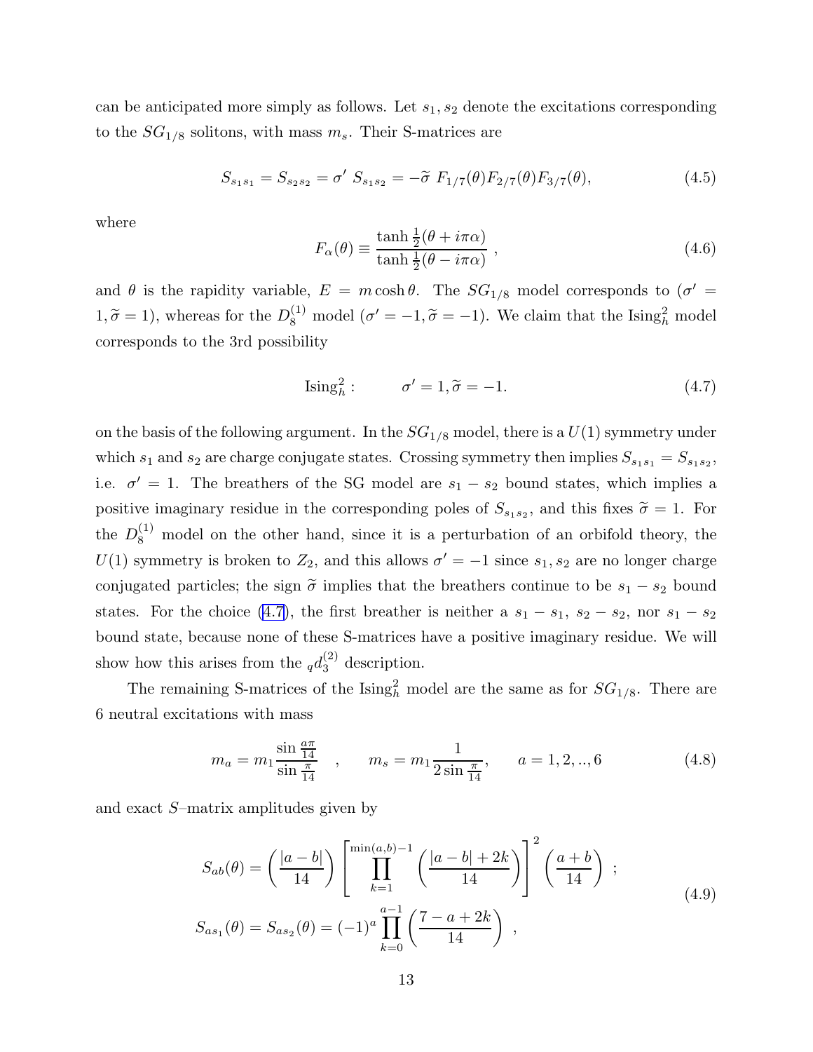can be anticipated more simply as follows. Let $s_1, s_2$ denote the excitations corresponding to the $SG_{1/8}$ solitons, with mass $m_s$. Their S-matrices are

$$S_{s_1 s_1} = S_{s_2 s_2} = \sigma' \; S_{s_1 s_2} = -\widetilde{\sigma} \; F_{1/7}(\theta) F_{2/7}(\theta) F_{3/7}(\theta), \tag{4.5}$$

where

$$F_\alpha(\theta) \equiv \frac{\tanh \frac{1}{2}(\theta + i\pi\alpha)}{\tanh \frac{1}{2}(\theta - i\pi\alpha)} \;, \tag{4.6}$$

and $\theta$ is the rapidity variable, $E = m \cosh \theta$. The $SG_{1/8}$ model corresponds to ($\sigma' = 1, \widetilde{\sigma} = 1$), whereas for the $D_8^{(1)}$ model ($\sigma' = -1, \widetilde{\sigma} = -1$). We claim that the $\text{Ising}_h^2$ model corresponds to the 3rd possibility

$$\text{Ising}_h^2 : \qquad \sigma' = 1, \widetilde{\sigma} = -1. \tag{4.7}$$

on the basis of the following argument. In the $SG_{1/8}$ model, there is a $U(1)$ symmetry under which $s_1$ and $s_2$ are charge conjugate states. Crossing symmetry then implies $S_{s_1 s_1} = S_{s_1 s_2}$, i.e. $\sigma' = 1$. The breathers of the SG model are $s_1 - s_2$ bound states, which implies a positive imaginary residue in the corresponding poles of $S_{s_1 s_2}$, and this fixes $\widetilde{\sigma} = 1$. For the $D_8^{(1)}$ model on the other hand, since it is a perturbation of an orbifold theory, the $U(1)$ symmetry is broken to $Z_2$, and this allows $\sigma' = -1$ since $s_1, s_2$ are no longer charge conjugated particles; the sign $\widetilde{\sigma}$ implies that the breathers continue to be $s_1 - s_2$ bound states. For the choice (4.7), the first breather is neither a $s_1 - s_1$, $s_2 - s_2$, nor $s_1 - s_2$ bound state, because none of these S-matrices have a positive imaginary residue. We will show how this arises from the ${}_q d_3^{(2)}$ description.

The remaining S-matrices of the $\text{Ising}_h^2$ model are the same as for $SG_{1/8}$. There are 6 neutral excitations with mass

$$m_a = m_1 \frac{\sin \frac{a\pi}{14}}{\sin \frac{\pi}{14}} \quad , \qquad m_s = m_1 \frac{1}{2 \sin \frac{\pi}{14}}, \qquad a = 1, 2, .., 6 \tag{4.8}$$

and exact $S$–matrix amplitudes given by

$$\begin{aligned} S_{ab}(\theta) &= \left( \frac{|a-b|}{14} \right) \left[ \prod_{k=1}^{\min(a,b)-1} \left( \frac{|a-b| + 2k}{14} \right) \right]^2 \left( \frac{a+b}{14} \right) \;; \\ S_{a s_1}(\theta) &= S_{a s_2}(\theta) = (-1)^a \prod_{k=0}^{a-1} \left( \frac{7 - a + 2k}{14} \right) \;, \end{aligned} \tag{4.9}$$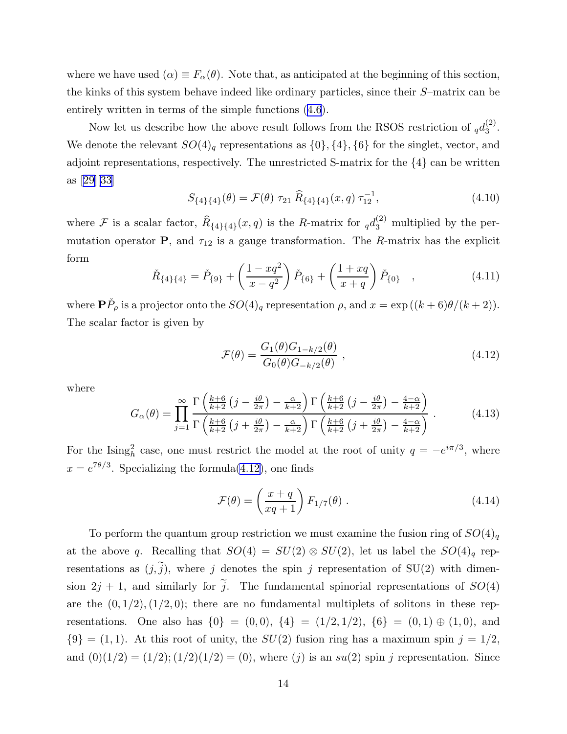where we have used $(\alpha) \equiv F_\alpha(\theta)$. Note that, as anticipated at the beginning of this section, the kinks of this system behave indeed like ordinary particles, since their $S$–matrix can be entirely written in terms of the simple functions (4.6).

Now let us describe how the above result follows from the RSOS restriction of ${}_q d_3^{(2)}$. We denote the relevant $SO(4)_q$ representations as $\{0\}, \{4\}, \{6\}$ for the singlet, vector, and adjoint representations, respectively. The unrestricted S-matrix for the $\{4\}$ can be written as [29][33]

$$
S_{\{4\}\{4\}}(\theta) = \mathcal{F}(\theta)\ \tau_{21}\ \widehat{R}_{\{4\}\{4\}}(x,q)\ \tau_{12}^{-1}, \tag{4.10}
$$

where $\mathcal{F}$ is a scalar factor, $\widehat{R}_{\{4\}\{4\}}(x,q)$ is the $R$-matrix for ${}_q d_3^{(2)}$ multiplied by the permutation operator $\mathbf{P}$, and $\tau_{12}$ is a gauge transformation. The $R$-matrix has the explicit form

$$
\check{R}_{\{4\}\{4\}} = \check{P}_{\{9\}} + \left(\frac{1-xq^2}{x-q^2}\right)\check{P}_{\{6\}} + \left(\frac{1+xq}{x+q}\right)\check{P}_{\{0\}} \quad , \tag{4.11}
$$

where $\mathbf{P}\check{P}_\rho$ is a projector onto the $SO(4)_q$ representation $\rho$, and $x = \exp\left((k+6)\theta/(k+2)\right)$. The scalar factor is given by

$$
\mathcal{F}(\theta) = \frac{G_1(\theta) G_{1-k/2}(\theta)}{G_0(\theta) G_{-k/2}(\theta)}\ , \tag{4.12}
$$

where

$$
G_\alpha(\theta) = \prod_{j=1}^{\infty} \frac{\Gamma\left(\frac{k+6}{k+2}\left(j-\frac{i\theta}{2\pi}\right)-\frac{\alpha}{k+2}\right)\Gamma\left(\frac{k+6}{k+2}\left(j-\frac{i\theta}{2\pi}\right)-\frac{4-\alpha}{k+2}\right)}{\Gamma\left(\frac{k+6}{k+2}\left(j+\frac{i\theta}{2\pi}\right)-\frac{\alpha}{k+2}\right)\Gamma\left(\frac{k+6}{k+2}\left(j+\frac{i\theta}{2\pi}\right)-\frac{4-\alpha}{k+2}\right)}\ . \tag{4.13}
$$

For the $\text{Ising}_h^2$ case, one must restrict the model at the root of unity $q = -e^{i\pi/3}$, where $x = e^{7\theta/3}$. Specializing the formula(4.12), one finds

$$
\mathcal{F}(\theta) = \left(\frac{x+q}{xq+1}\right) F_{1/7}(\theta)\ . \tag{4.14}
$$

To perform the quantum group restriction we must examine the fusion ring of $SO(4)_q$ at the above $q$. Recalling that $SO(4) = SU(2) \otimes SU(2)$, let us label the $SO(4)_q$ representations as $(j, \widetilde{j})$, where $j$ denotes the spin $j$ representation of SU(2) with dimension $2j+1$, and similarly for $\widetilde{j}$. The fundamental spinorial representations of $SO(4)$ are the $(0, 1/2), (1/2, 0)$; there are no fundamental multiplets of solitons in these representations. One also has $\{0\} = (0,0)$, $\{4\} = (1/2, 1/2)$, $\{6\} = (0,1) \oplus (1,0)$, and $\{9\} = (1,1)$. At this root of unity, the $SU(2)$ fusion ring has a maximum spin $j = 1/2$, and $(0)(1/2) = (1/2); (1/2)(1/2) = (0)$, where $(j)$ is an $su(2)$ spin $j$ representation. Since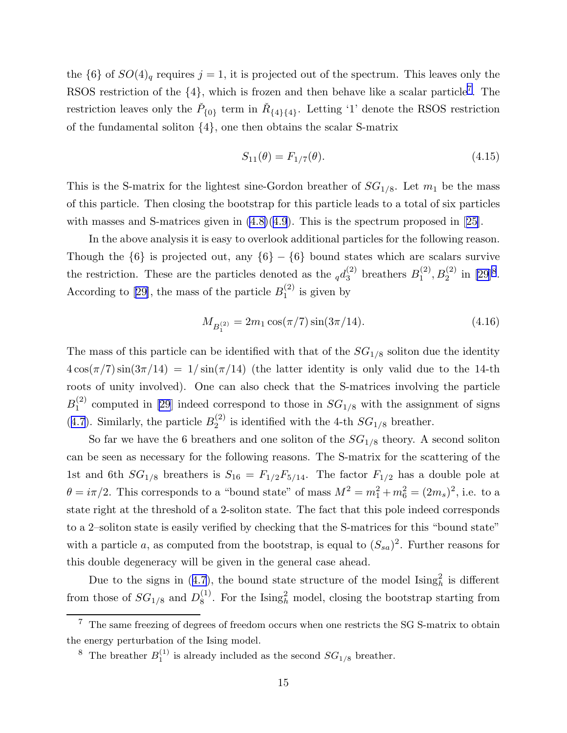the $\{6\}$ of $SO(4)_q$ requires $j = 1$, it is projected out of the spectrum. This leaves only the RSOS restriction of the $\{4\}$, which is frozen and then behave like a scalar particle[7]. The restriction leaves only the $\check{P}_{\{0\}}$ term in $\check{R}_{\{4\}\{4\}}$. Letting '1' denote the RSOS restriction of the fundamental soliton $\{4\}$, one then obtains the scalar S-matrix

$$S_{11}(\theta) = F_{1/7}(\theta). \tag{4.15}$$

This is the S-matrix for the lightest sine-Gordon breather of $SG_{1/8}$. Let $m_1$ be the mass of this particle. Then closing the bootstrap for this particle leads to a total of six particles with masses and S-matrices given in (4.8)(4.9). This is the spectrum proposed in [25].

In the above analysis it is easy to overlook additional particles for the following reason. Though the $\{6\}$ is projected out, any $\{6\} - \{6\}$ bound states which are scalars survive the restriction. These are the particles denoted as the ${}_q d_3^{(2)}$ breathers $B_1^{(2)}, B_2^{(2)}$ in [29][8]. According to [29], the mass of the particle $B_1^{(2)}$ is given by

$$M_{B_1^{(2)}} = 2m_1 \cos(\pi/7)\sin(3\pi/14). \tag{4.16}$$

The mass of this particle can be identified with that of the $SG_{1/8}$ soliton due the identity $4\cos(\pi/7)\sin(3\pi/14) = 1/\sin(\pi/14)$ (the latter identity is only valid due to the 14-th roots of unity involved). One can also check that the S-matrices involving the particle $B_1^{(2)}$ computed in [29] indeed correspond to those in $SG_{1/8}$ with the assignment of signs (4.7). Similarly, the particle $B_2^{(2)}$ is identified with the 4-th $SG_{1/8}$ breather.

So far we have the 6 breathers and one soliton of the $SG_{1/8}$ theory. A second soliton can be seen as necessary for the following reasons. The S-matrix for the scattering of the 1st and 6th $SG_{1/8}$ breathers is $S_{16} = F_{1/2}F_{5/14}$. The factor $F_{1/2}$ has a double pole at $\theta = i\pi/2$. This corresponds to a "bound state" of mass $M^2 = m_1^2 + m_6^2 = (2m_s)^2$, i.e. to a state right at the threshold of a 2-soliton state. The fact that this pole indeed corresponds to a 2–soliton state is easily verified by checking that the S-matrices for this "bound state" with a particle $a$, as computed from the bootstrap, is equal to $(S_{sa})^2$. Further reasons for this double degeneracy will be given in the general case ahead.

Due to the signs in (4.7), the bound state structure of the model $\text{Ising}_h^2$ is different from those of $SG_{1/8}$ and $D_8^{(1)}$. For the $\text{Ising}_h^2$ model, closing the bootstrap starting from

---

[7] The same freezing of degrees of freedom occurs when one restricts the SG S-matrix to obtain the energy perturbation of the Ising model.

[8] The breather $B_1^{(1)}$ is already included as the second $SG_{1/8}$ breather.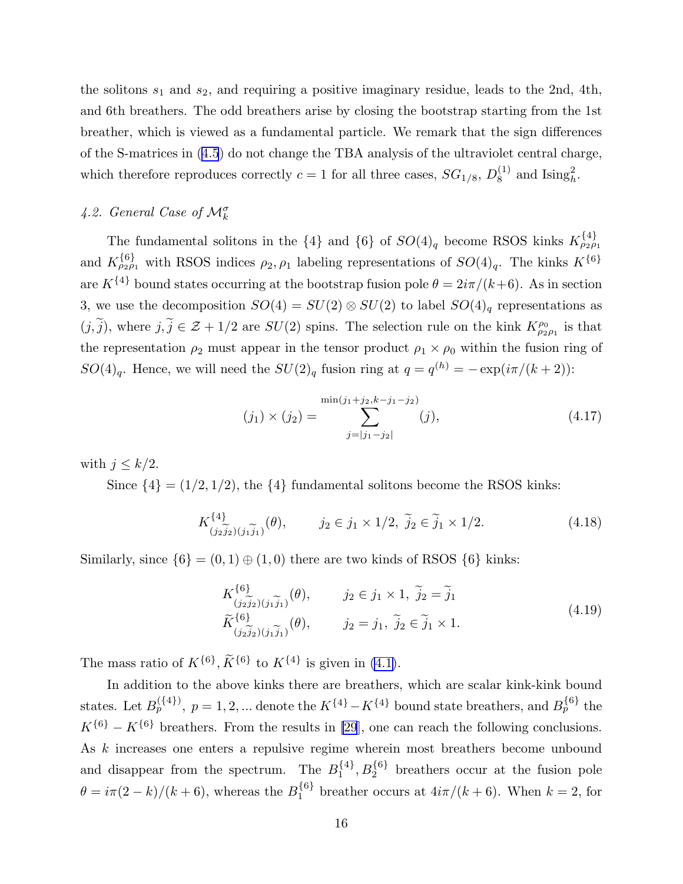the solitons $s_1$ and $s_2$, and requiring a positive imaginary residue, leads to the 2nd, 4th, and 6th breathers. The odd breathers arise by closing the bootstrap starting from the 1st breather, which is viewed as a fundamental particle. We remark that the sign differences of the S-matrices in (4.5) do not change the TBA analysis of the ultraviolet central charge, which therefore reproduces correctly $c = 1$ for all three cases, $SG_{1/8}$, $D_8^{(1)}$ and $\text{Ising}_h^2$.

### *4.2. General Case of* $\mathcal{M}_k^\sigma$

The fundamental solitons in the $\{4\}$ and $\{6\}$ of $SO(4)_q$ become RSOS kinks $K^{\{4\}}_{\rho_2\rho_1}$ and $K^{\{6\}}_{\rho_2\rho_1}$ with RSOS indices $\rho_2, \rho_1$ labeling representations of $SO(4)_q$. The kinks $K^{\{6\}}$ are $K^{\{4\}}$ bound states occurring at the bootstrap fusion pole $\theta = 2i\pi/(k+6)$. As in section 3, we use the decomposition $SO(4) = SU(2) \otimes SU(2)$ to label $SO(4)_q$ representations as $(j, \widetilde{j})$, where $j, \widetilde{j} \in \mathcal{Z} + 1/2$ are $SU(2)$ spins. The selection rule on the kink $K^{\rho_0}_{\rho_2\rho_1}$ is that the representation $\rho_2$ must appear in the tensor product $\rho_1 \times \rho_0$ within the fusion ring of $SO(4)_q$. Hence, we will need the $SU(2)_q$ fusion ring at $q = q^{(h)} = -\exp(i\pi/(k+2))$:

$$
(j_1) \times (j_2) = \sum_{j=|j_1-j_2|}^{\min(j_1+j_2, k-j_1-j_2)} (j), \tag{4.17}
$$

with $j \leq k/2$.

Since $\{4\} = (1/2, 1/2)$, the $\{4\}$ fundamental solitons become the RSOS kinks:

$$
K^{\{4\}}_{(j_2\widetilde{j}_2)(j_1\widetilde{j}_1)}(\theta), \qquad j_2 \in j_1 \times 1/2, \ \widetilde{j}_2 \in \widetilde{j}_1 \times 1/2. \tag{4.18}
$$

Similarly, since $\{6\} = (0,1) \oplus (1,0)$ there are two kinds of RSOS $\{6\}$ kinks:

$$
\begin{aligned}
&K^{\{6\}}_{(j_2\widetilde{j}_2)(j_1\widetilde{j}_1)}(\theta), \qquad j_2 \in j_1 \times 1, \ \widetilde{j}_2 = \widetilde{j}_1 \\
&\widetilde{K}^{\{6\}}_{(j_2\widetilde{j}_2)(j_1\widetilde{j}_1)}(\theta), \qquad j_2 = j_1, \ \widetilde{j}_2 \in \widetilde{j}_1 \times 1.
\end{aligned} \tag{4.19}
$$

The mass ratio of $K^{\{6\}}, \widetilde{K}^{\{6\}}$ to $K^{\{4\}}$ is given in (4.1).

In addition to the above kinks there are breathers, which are scalar kink-kink bound states. Let $B_p^{(\{4\})}$, $p = 1, 2, ...$ denote the $K^{\{4\}} - K^{\{4\}}$ bound state breathers, and $B_p^{\{6\}}$ the $K^{\{6\}} - K^{\{6\}}$ breathers. From the results in [29], one can reach the following conclusions. As $k$ increases one enters a repulsive regime wherein most breathers become unbound and disappear from the spectrum. The $B_1^{\{4\}}, B_2^{\{6\}}$ breathers occur at the fusion pole $\theta = i\pi(2-k)/(k+6)$, whereas the $B_1^{\{6\}}$ breather occurs at $4i\pi/(k+6)$. When $k = 2$, for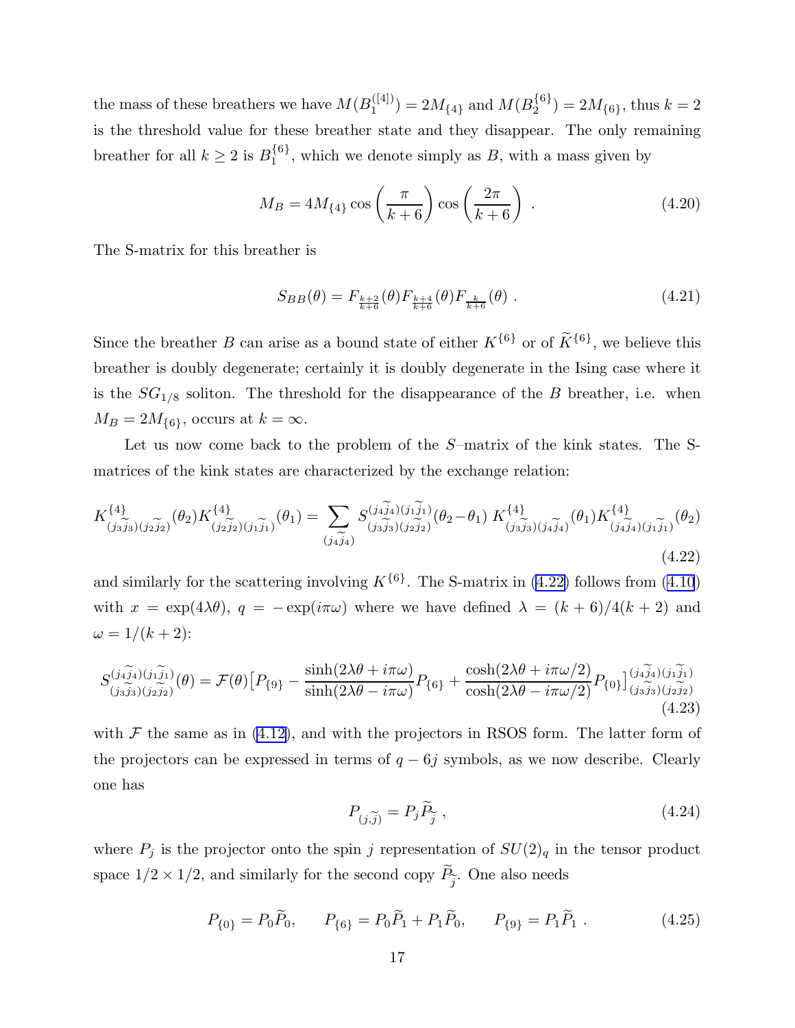the mass of these breathers we have $M(B_1^{([4])}) = 2M_{\{4\}}$ and $M(B_2^{\{6\}}) = 2M_{\{6\}}$, thus $k=2$ is the threshold value for these breather state and they disappear. The only remaining breather for all $k \geq 2$ is $B_1^{\{6\}}$, which we denote simply as $B$, with a mass given by

$$M_B = 4M_{\{4\}} \cos\left(\frac{\pi}{k+6}\right) \cos\left(\frac{2\pi}{k+6}\right) \, . \tag{4.20}$$

The S-matrix for this breather is

$$S_{BB}(\theta) = F_{\frac{k+2}{k+6}}(\theta) F_{\frac{k+4}{k+6}}(\theta) F_{\frac{k}{k+6}}(\theta) \, . \tag{4.21}$$

Since the breather $B$ can arise as a bound state of either $K^{\{6\}}$ or of $\widetilde{K}^{\{6\}}$, we believe this breather is doubly degenerate; certainly it is doubly degenerate in the Ising case where it is the $SG_{1/8}$ soliton. The threshold for the disappearance of the $B$ breather, i.e. when $M_B = 2M_{\{6\}}$, occurs at $k=\infty$.

Let us now come back to the problem of the $S$–matrix of the kink states. The S-matrices of the kink states are characterized by the exchange relation:

$$K^{\{4\}}_{(j_3\widetilde{j}_3)(j_2\widetilde{j}_2)}(\theta_2) K^{\{4\}}_{(j_2\widetilde{j}_2)(j_1\widetilde{j}_1)}(\theta_1) = \sum_{(j_4\widetilde{j}_4)} S^{(j_4\widetilde{j}_4)(j_1\widetilde{j}_1)}_{(j_3\widetilde{j}_3)(j_2\widetilde{j}_2)}(\theta_2 - \theta_1) \, K^{\{4\}}_{(j_3\widetilde{j}_3)(j_4\widetilde{j}_4)}(\theta_1) K^{\{4\}}_{(j_4\widetilde{j}_4)(j_1\widetilde{j}_1)}(\theta_2) \tag{4.22}$$

and similarly for the scattering involving $K^{\{6\}}$. The S-matrix in (4.22) follows from (4.10) with $x = \exp(4\lambda\theta)$, $q = -\exp(i\pi\omega)$ where we have defined $\lambda = (k+6)/4(k+2)$ and $\omega = 1/(k+2)$:

$$S^{(j_4\widetilde{j}_4)(j_1\widetilde{j}_1)}_{(j_3\widetilde{j}_3)(j_2\widetilde{j}_2)}(\theta) = \mathcal{F}(\theta)\big[P_{\{9\}} - \frac{\sinh(2\lambda\theta + i\pi\omega)}{\sinh(2\lambda\theta - i\pi\omega)} P_{\{6\}} + \frac{\cosh(2\lambda\theta + i\pi\omega/2)}{\cosh(2\lambda\theta - i\pi\omega/2)} P_{\{0\}}\big]^{(j_4\widetilde{j}_4)(j_1\widetilde{j}_1)}_{(j_3\widetilde{j}_3)(j_2\widetilde{j}_2)} \tag{4.23}$$

with $\mathcal{F}$ the same as in (4.12), and with the projectors in RSOS form. The latter form of the projectors can be expressed in terms of $q-6j$ symbols, as we now describe. Clearly one has

$$P_{(j,\widetilde{j})} = P_j \widetilde{P}_{\widetilde{j}} \, , \tag{4.24}$$

where $P_j$ is the projector onto the spin $j$ representation of $SU(2)_q$ in the tensor product space $1/2 \times 1/2$, and similarly for the second copy $\widetilde{P}_{\widetilde{j}}$. One also needs

$$P_{\{0\}} = P_0 \widetilde{P}_0, \qquad P_{\{6\}} = P_0 \widetilde{P}_1 + P_1 \widetilde{P}_0, \qquad P_{\{9\}} = P_1 \widetilde{P}_1 \, . \tag{4.25}$$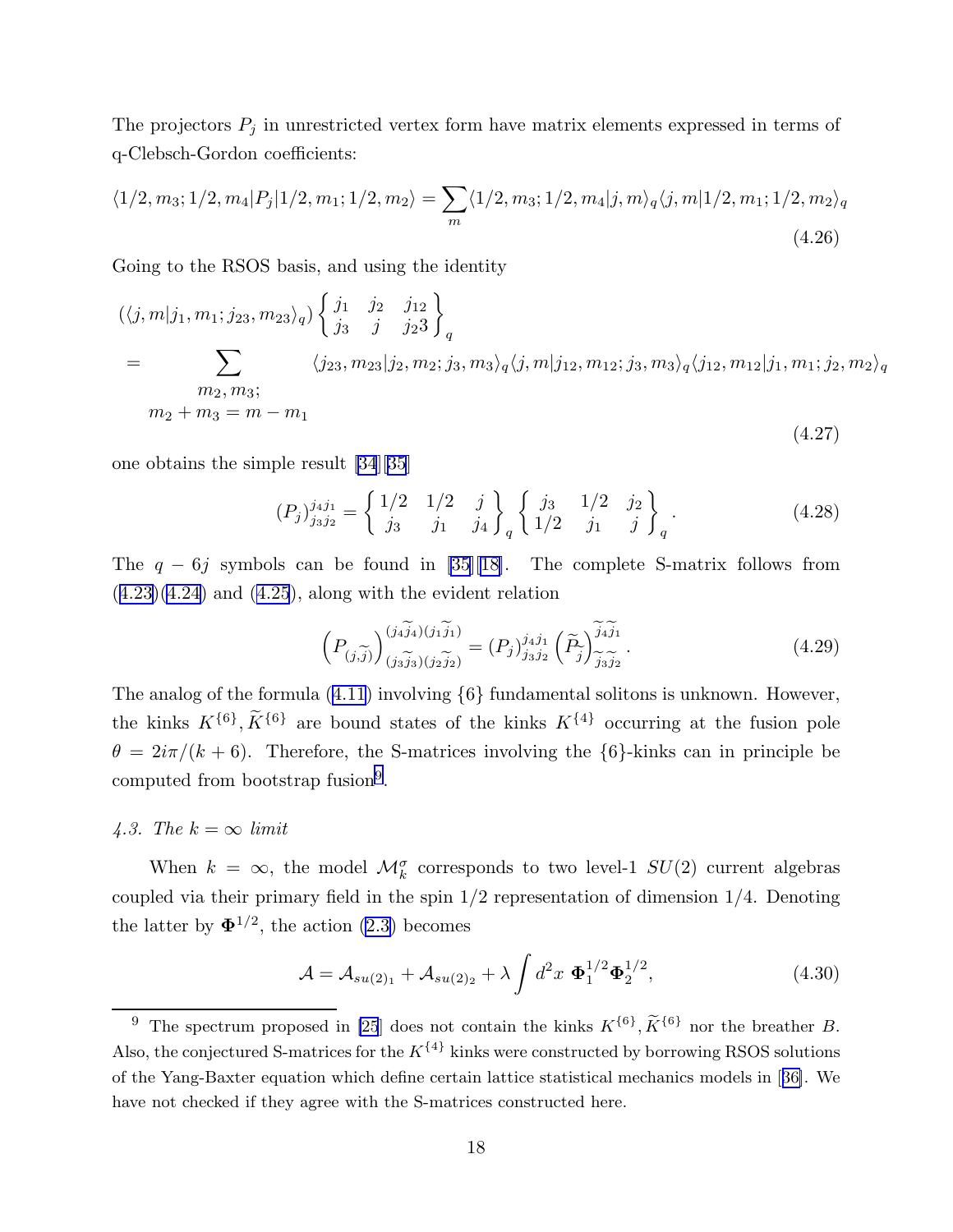The projectors $P_j$ in unrestricted vertex form have matrix elements expressed in terms of q-Clebsch-Gordon coefficients:

$$\langle 1/2, m_3; 1/2, m_4 | P_j | 1/2, m_1; 1/2, m_2 \rangle = \sum_m \langle 1/2, m_3; 1/2, m_4 | j, m \rangle_q \langle j, m | 1/2, m_1; 1/2, m_2 \rangle_q \tag{4.26}$$

Going to the RSOS basis, and using the identity

$$\begin{aligned}
&(\langle j, m | j_1, m_1; j_{23}, m_{23} \rangle_q) \left\{ \begin{matrix} j_1 & j_2 & j_{12} \\ j_3 & j & j_2 3 \end{matrix} \right\}_q \\
&= \sum_{\substack{m_2, m_3; \\ m_2 + m_3 = m - m_1}} \langle j_{23}, m_{23} | j_2, m_2; j_3, m_3 \rangle_q \langle j, m | j_{12}, m_{12}; j_3, m_3 \rangle_q \langle j_{12}, m_{12} | j_1, m_1; j_2, m_2 \rangle_q
\end{aligned} \tag{4.27}$$

one obtains the simple result [34][35]

$$(P_j)^{j_4 j_1}_{j_3 j_2} = \left\{ \begin{matrix} 1/2 & 1/2 & j \\ j_3 & j_1 & j_4 \end{matrix} \right\}_q \left\{ \begin{matrix} j_3 & 1/2 & j_2 \\ 1/2 & j_1 & j \end{matrix} \right\}_q. \tag{4.28}$$

The $q-6j$ symbols can be found in [35][18]. The complete S-matrix follows from (4.23)(4.24) and (4.25), along with the evident relation

$$\left( P_{(j, \widetilde{j})} \right)^{(j_4 \widetilde{j}_4)(j_1 \widetilde{j}_1)}_{(j_3 \widetilde{j}_3)(j_2 \widetilde{j}_2)} = (P_j)^{j_4 j_1}_{j_3 j_2} \left( \widetilde{P}_{\widetilde{j}} \right)^{\widetilde{j}_4 \widetilde{j}_1}_{\widetilde{j}_3 \widetilde{j}_2}. \tag{4.29}$$

The analog of the formula (4.11) involving $\{6\}$ fundamental solitons is unknown. However, the kinks $K^{\{6\}}, \widetilde{K}^{\{6\}}$ are bound states of the kinks $K^{\{4\}}$ occurring at the fusion pole $\theta = 2i\pi/(k+6)$. Therefore, the S-matrices involving the $\{6\}$-kinks can in principle be computed from bootstrap fusion[9].

*4.3. The $k = \infty$ limit*

When $k = \infty$, the model $\mathcal{M}^\sigma_k$ corresponds to two level-1 $SU(2)$ current algebras coupled via their primary field in the spin 1/2 representation of dimension 1/4. Denoting the latter by $\mathbf{\Phi}^{1/2}$, the action (2.3) becomes

$$\mathcal{A} = \mathcal{A}_{su(2)_1} + \mathcal{A}_{su(2)_2} + \lambda \int d^2x \; \mathbf{\Phi}^{1/2}_1 \mathbf{\Phi}^{1/2}_2, \tag{4.30}$$

[9] The spectrum proposed in [25] does not contain the kinks $K^{\{6\}}, \widetilde{K}^{\{6\}}$ nor the breather $B$. Also, the conjectured S-matrices for the $K^{\{4\}}$ kinks were constructed by borrowing RSOS solutions of the Yang-Baxter equation which define certain lattice statistical mechanics models in [36]. We have not checked if they agree with the S-matrices constructed here.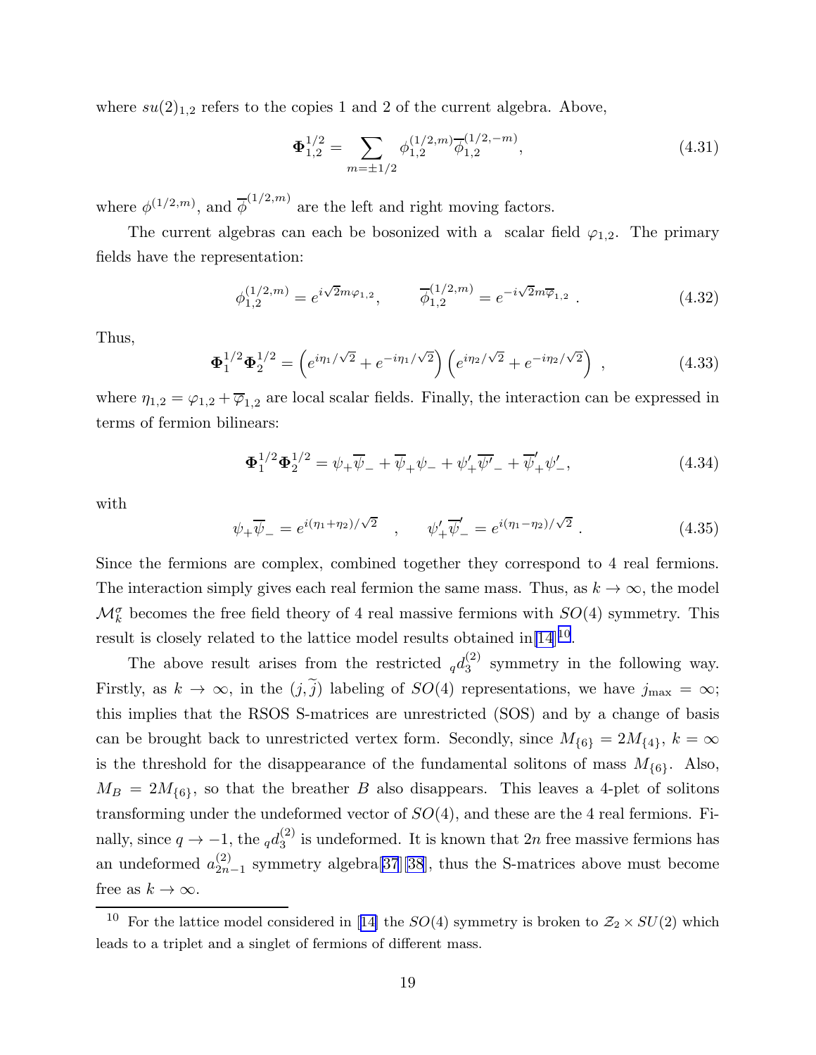where $su(2)_{1,2}$ refers to the copies 1 and 2 of the current algebra. Above,

$$\mathbf{\Phi}^{1/2}_{1,2} = \sum_{m=\pm 1/2} \phi^{(1/2,m)}_{1,2} \overline{\phi}^{(1/2,-m)}_{1,2}, \tag{4.31}$$

where $\phi^{(1/2,m)}$, and $\overline{\phi}^{(1/2,m)}$ are the left and right moving factors.

The current algebras can each be bosonized with a scalar field $\varphi_{1,2}$. The primary fields have the representation:

$$\phi^{(1/2,m)}_{1,2} = e^{i\sqrt{2}m\varphi_{1,2}}, \qquad \overline{\phi}^{(1/2,m)}_{1,2} = e^{-i\sqrt{2}m\overline{\varphi}_{1,2}} . \tag{4.32}$$

Thus,

$$\mathbf{\Phi}^{1/2}_1 \mathbf{\Phi}^{1/2}_2 = \left( e^{i\eta_1/\sqrt{2}} + e^{-i\eta_1/\sqrt{2}} \right) \left( e^{i\eta_2/\sqrt{2}} + e^{-i\eta_2/\sqrt{2}} \right) , \tag{4.33}$$

where $\eta_{1,2} = \varphi_{1,2} + \overline{\varphi}_{1,2}$ are local scalar fields. Finally, the interaction can be expressed in terms of fermion bilinears:

$$\mathbf{\Phi}^{1/2}_1 \mathbf{\Phi}^{1/2}_2 = \psi_+ \overline{\psi}_- + \overline{\psi}_+ \psi_- + \psi'_+ \overline{\psi'}_- + \overline{\psi}'_+ \psi'_-, \tag{4.34}$$

with

$$\psi_+ \overline{\psi}_- = e^{i(\eta_1+\eta_2)/\sqrt{2}} \quad , \qquad \psi'_+ \overline{\psi}'_- = e^{i(\eta_1-\eta_2)/\sqrt{2}} . \tag{4.35}$$

Since the fermions are complex, combined together they correspond to 4 real fermions. The interaction simply gives each real fermion the same mass. Thus, as $k \to \infty$, the model $\mathcal{M}^\sigma_k$ becomes the free field theory of 4 real massive fermions with $SO(4)$ symmetry. This result is closely related to the lattice model results obtained in[14][10].

The above result arises from the restricted ${}_q d^{(2)}_3$ symmetry in the following way. Firstly, as $k \to \infty$, in the $(j, \widetilde{j})$ labeling of $SO(4)$ representations, we have $j_{\max} = \infty$; this implies that the RSOS S-matrices are unrestricted (SOS) and by a change of basis can be brought back to unrestricted vertex form. Secondly, since $M_{\{6\}} = 2M_{\{4\}}$, $k = \infty$ is the threshold for the disappearance of the fundamental solitons of mass $M_{\{6\}}$. Also, $M_B = 2M_{\{6\}}$, so that the breather $B$ also disappears. This leaves a 4-plet of solitons transforming under the undeformed vector of $SO(4)$, and these are the 4 real fermions. Finally, since $q \to -1$, the ${}_q d^{(2)}_3$ is undeformed. It is known that $2n$ free massive fermions has an undeformed $a^{(2)}_{2n-1}$ symmetry algebra[37][38], thus the S-matrices above must become free as $k \to \infty$.

---

[10] For the lattice model considered in [14] the $SO(4)$ symmetry is broken to $\mathcal{Z}_2 \times SU(2)$ which leads to a triplet and a singlet of fermions of different mass.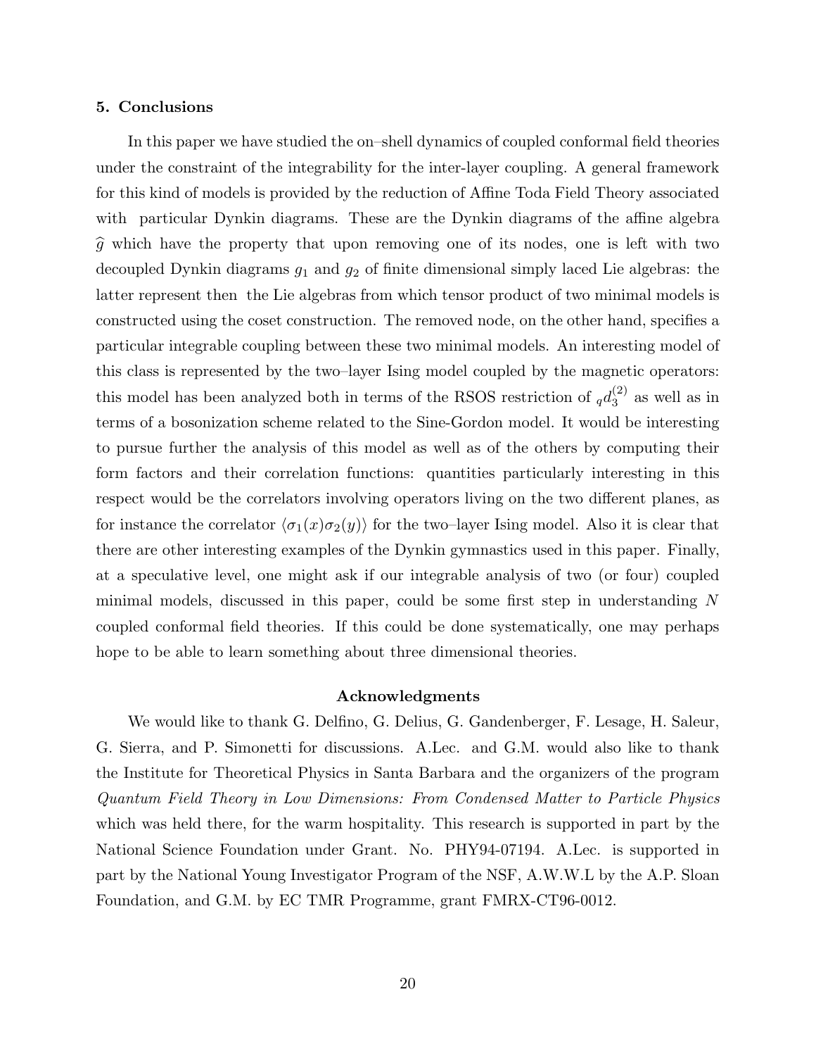## 5. Conclusions

In this paper we have studied the on–shell dynamics of coupled conformal field theories under the constraint of the integrability for the inter-layer coupling. A general framework for this kind of models is provided by the reduction of Affine Toda Field Theory associated with particular Dynkin diagrams. These are the Dynkin diagrams of the affine algebra $\widehat{g}$ which have the property that upon removing one of its nodes, one is left with two decoupled Dynkin diagrams $g_1$ and $g_2$ of finite dimensional simply laced Lie algebras: the latter represent then the Lie algebras from which tensor product of two minimal models is constructed using the coset construction. The removed node, on the other hand, specifies a particular integrable coupling between these two minimal models. An interesting model of this class is represented by the two–layer Ising model coupled by the magnetic operators: this model has been analyzed both in terms of the RSOS restriction of ${}_q d_3^{(2)}$ as well as in terms of a bosonization scheme related to the Sine-Gordon model. It would be interesting to pursue further the analysis of this model as well as of the others by computing their form factors and their correlation functions: quantities particularly interesting in this respect would be the correlators involving operators living on the two different planes, as for instance the correlator $\langle \sigma_1(x) \sigma_2(y) \rangle$ for the two–layer Ising model. Also it is clear that there are other interesting examples of the Dynkin gymnastics used in this paper. Finally, at a speculative level, one might ask if our integrable analysis of two (or four) coupled minimal models, discussed in this paper, could be some first step in understanding $N$ coupled conformal field theories. If this could be done systematically, one may perhaps hope to be able to learn something about three dimensional theories.

### Acknowledgments

We would like to thank G. Delfino, G. Delius, G. Gandenberger, F. Lesage, H. Saleur, G. Sierra, and P. Simonetti for discussions. A.Lec. and G.M. would also like to thank the Institute for Theoretical Physics in Santa Barbara and the organizers of the program *Quantum Field Theory in Low Dimensions: From Condensed Matter to Particle Physics* which was held there, for the warm hospitality. This research is supported in part by the National Science Foundation under Grant. No. PHY94-07194. A.Lec. is supported in part by the National Young Investigator Program of the NSF, A.W.W.L by the A.P. Sloan Foundation, and G.M. by EC TMR Programme, grant FMRX-CT96-0012.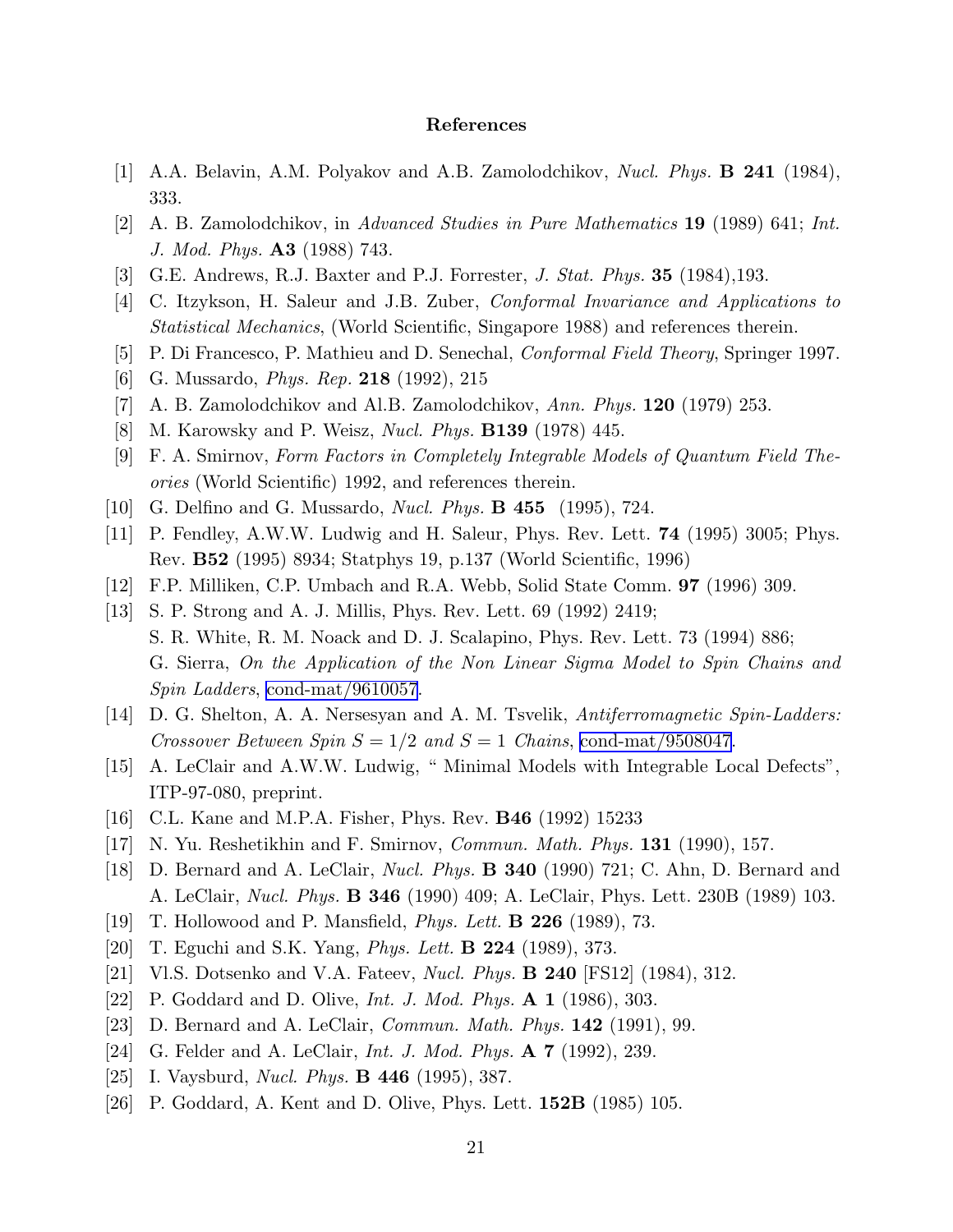## References

[1] A.A. Belavin, A.M. Polyakov and A.B. Zamolodchikov, *Nucl. Phys.* **B 241** (1984), 333.

[2] A. B. Zamolodchikov, in *Advanced Studies in Pure Mathematics* **19** (1989) 641; *Int. J. Mod. Phys.* **A3** (1988) 743.

[3] G.E. Andrews, R.J. Baxter and P.J. Forrester, *J. Stat. Phys.* **35** (1984),193.

[4] C. Itzykson, H. Saleur and J.B. Zuber, *Conformal Invariance and Applications to Statistical Mechanics*, (World Scientific, Singapore 1988) and references therein.

[5] P. Di Francesco, P. Mathieu and D. Senechal, *Conformal Field Theory*, Springer 1997.

[6] G. Mussardo, *Phys. Rep.* **218** (1992), 215

[7] A. B. Zamolodchikov and Al.B. Zamolodchikov, *Ann. Phys.* **120** (1979) 253.

[8] M. Karowsky and P. Weisz, *Nucl. Phys.* **B139** (1978) 445.

[9] F. A. Smirnov, *Form Factors in Completely Integrable Models of Quantum Field Theories* (World Scientific) 1992, and references therein.

[10] G. Delfino and G. Mussardo, *Nucl. Phys.* **B 455** (1995), 724.

[11] P. Fendley, A.W.W. Ludwig and H. Saleur, Phys. Rev. Lett. **74** (1995) 3005; Phys. Rev. **B52** (1995) 8934; Statphys 19, p.137 (World Scientific, 1996)

[12] F.P. Milliken, C.P. Umbach and R.A. Webb, Solid State Comm. **97** (1996) 309.

[13] S. P. Strong and A. J. Millis, Phys. Rev. Lett. 69 (1992) 2419;
S. R. White, R. M. Noack and D. J. Scalapino, Phys. Rev. Lett. 73 (1994) 886;
G. Sierra, *On the Application of the Non Linear Sigma Model to Spin Chains and Spin Ladders*, cond-mat/9610057.

[14] D. G. Shelton, A. A. Nersesyan and A. M. Tsvelik, *Antiferromagnetic Spin-Ladders: Crossover Between Spin $S = 1/2$ and $S = 1$ Chains*, cond-mat/9508047.

[15] A. LeClair and A.W.W. Ludwig, " Minimal Models with Integrable Local Defects", ITP-97-080, preprint.

[16] C.L. Kane and M.P.A. Fisher, Phys. Rev. **B46** (1992) 15233

[17] N. Yu. Reshetikhin and F. Smirnov, *Commun. Math. Phys.* **131** (1990), 157.

[18] D. Bernard and A. LeClair, *Nucl. Phys.* **B 340** (1990) 721; C. Ahn, D. Bernard and A. LeClair, *Nucl. Phys.* **B 346** (1990) 409; A. LeClair, Phys. Lett. 230B (1989) 103.

[19] T. Hollowood and P. Mansfield, *Phys. Lett.* **B 226** (1989), 73.

[20] T. Eguchi and S.K. Yang, *Phys. Lett.* **B 224** (1989), 373.

[21] Vl.S. Dotsenko and V.A. Fateev, *Nucl. Phys.* **B 240** [FS12] (1984), 312.

[22] P. Goddard and D. Olive, *Int. J. Mod. Phys.* **A 1** (1986), 303.

[23] D. Bernard and A. LeClair, *Commun. Math. Phys.* **142** (1991), 99.

[24] G. Felder and A. LeClair, *Int. J. Mod. Phys.* **A 7** (1992), 239.

[25] I. Vaysburd, *Nucl. Phys.* **B 446** (1995), 387.

[26] P. Goddard, A. Kent and D. Olive, Phys. Lett. **152B** (1985) 105.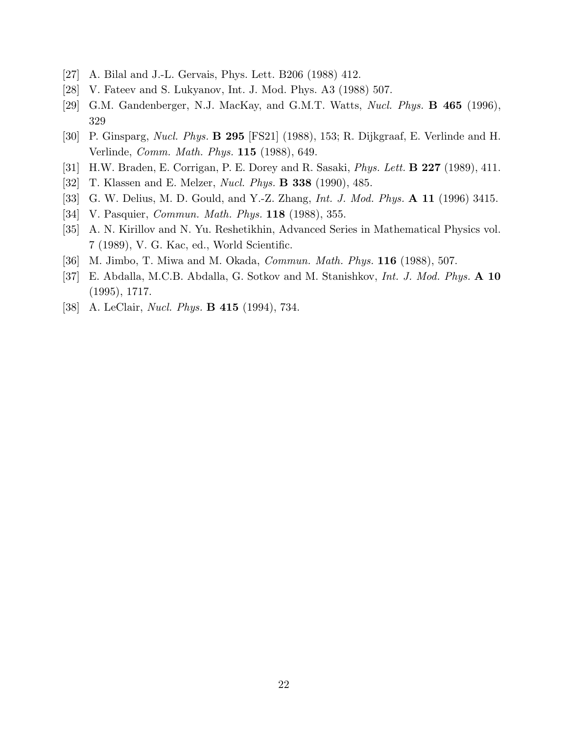[27] A. Bilal and J.-L. Gervais, Phys. Lett. B206 (1988) 412.

[28] V. Fateev and S. Lukyanov, Int. J. Mod. Phys. A3 (1988) 507.

[29] G.M. Gandenberger, N.J. MacKay, and G.M.T. Watts, *Nucl. Phys.* **B 465** (1996), 329

[30] P. Ginsparg, *Nucl. Phys.* **B 295** [FS21] (1988), 153; R. Dijkgraaf, E. Verlinde and H. Verlinde, *Comm. Math. Phys.* **115** (1988), 649.

[31] H.W. Braden, E. Corrigan, P. E. Dorey and R. Sasaki, *Phys. Lett.* **B 227** (1989), 411.

[32] T. Klassen and E. Melzer, *Nucl. Phys.* **B 338** (1990), 485.

[33] G. W. Delius, M. D. Gould, and Y.-Z. Zhang, *Int. J. Mod. Phys.* **A 11** (1996) 3415.

[34] V. Pasquier, *Commun. Math. Phys.* **118** (1988), 355.

[35] A. N. Kirillov and N. Yu. Reshetikhin, Advanced Series in Mathematical Physics vol. 7 (1989), V. G. Kac, ed., World Scientific.

[36] M. Jimbo, T. Miwa and M. Okada, *Commun. Math. Phys.* **116** (1988), 507.

[37] E. Abdalla, M.C.B. Abdalla, G. Sotkov and M. Stanishkov, *Int. J. Mod. Phys.* **A 10** (1995), 1717.

[38] A. LeClair, *Nucl. Phys.* **B 415** (1994), 734.